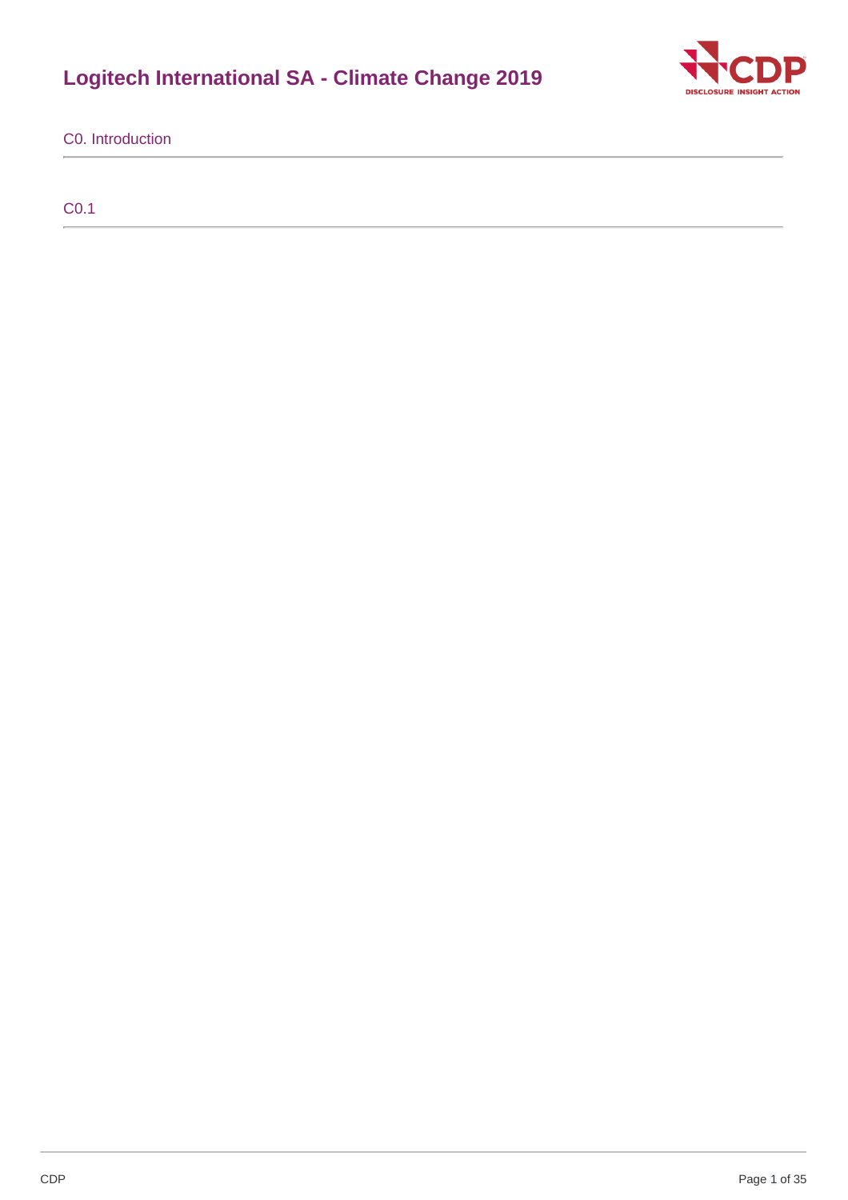# Logitech International SA - Climate Change 2019

## C0. Introduction

### C0.1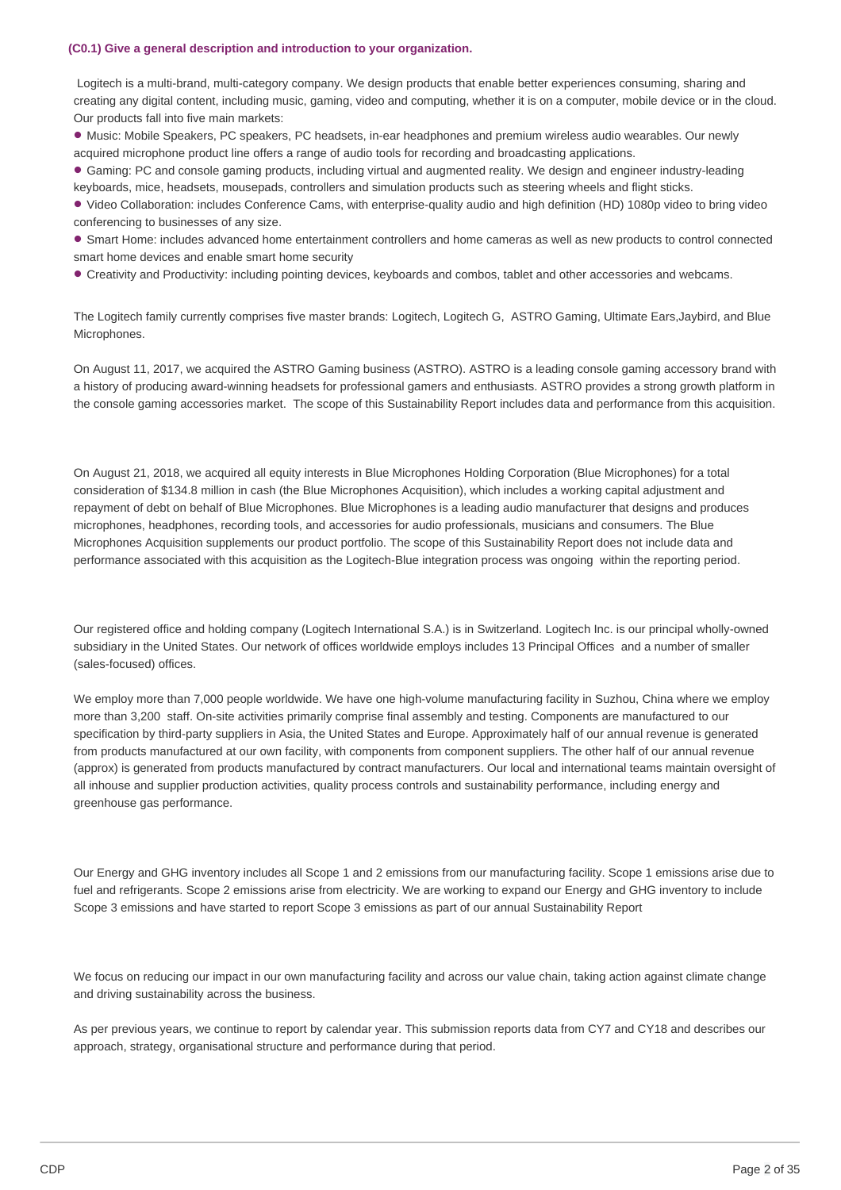### (C0.1) Give a general description and introduction to your organization.

Logitech is a multi-brand, multi-category company. We design products that enable better experiences consuming, sharing and creating any digital content, including music, gaming, video and computing, whether it is on a computer, mobile device or in the cloud. Our products fall into five main markets:

- Music: Mobile Speakers, PC speakers, PC headsets, in-ear headphones and premium wireless audio wearables. Our newly acquired microphone product line offers a range of audio tools for recording and broadcasting applications.
- Gaming: PC and console gaming products, including virtual and augmented reality. We design and engineer industry-leading keyboards, mice, headsets, mousepads, controllers and simulation products such as steering wheels and flight sticks.
- Video Collaboration: includes Conference Cams, with enterprise-quality audio and high definition (HD) 1080p video to bring video conferencing to businesses of any size.
- Smart Home: includes advanced home entertainment controllers and home cameras as well as new products to control connected smart home devices and enable smart home security
- Creativity and Productivity: including pointing devices, keyboards and combos, tablet and other accessories and webcams.

The Logitech family currently comprises five master brands: Logitech, Logitech G, ASTRO Gaming, Ultimate Ears,Jaybird, and Blue Microphones.

On August 11, 2017, we acquired the ASTRO Gaming business (ASTRO). ASTRO is a leading console gaming accessory brand with a history of producing award-winning headsets for professional gamers and enthusiasts. ASTRO provides a strong growth platform in the console gaming accessories market. The scope of this Sustainability Report includes data and performance from this acquisition.

On August 21, 2018, we acquired all equity interests in Blue Microphones Holding Corporation (Blue Microphones) for a total consideration of $134.8 million in cash (the Blue Microphones Acquisition), which includes a working capital adjustment and repayment of debt on behalf of Blue Microphones. Blue Microphones is a leading audio manufacturer that designs and produces microphones, headphones, recording tools, and accessories for audio professionals, musicians and consumers. The Blue Microphones Acquisition supplements our product portfolio. The scope of this Sustainability Report does not include data and performance associated with this acquisition as the Logitech-Blue integration process was ongoing within the reporting period.

Our registered office and holding company (Logitech International S.A.) is in Switzerland. Logitech Inc. is our principal wholly-owned subsidiary in the United States. Our network of offices worldwide employs includes 13 Principal Offices and a number of smaller (sales-focused) offices.

We employ more than 7,000 people worldwide. We have one high-volume manufacturing facility in Suzhou, China where we employ more than 3,200 staff. On-site activities primarily comprise final assembly and testing. Components are manufactured to our specification by third-party suppliers in Asia, the United States and Europe. Approximately half of our annual revenue is generated from products manufactured at our own facility, with components from component suppliers. The other half of our annual revenue (approx) is generated from products manufactured by contract manufacturers. Our local and international teams maintain oversight of all inhouse and supplier production activities, quality process controls and sustainability performance, including energy and greenhouse gas performance.

Our Energy and GHG inventory includes all Scope 1 and 2 emissions from our manufacturing facility. Scope 1 emissions arise due to fuel and refrigerants. Scope 2 emissions arise from electricity. We are working to expand our Energy and GHG inventory to include Scope 3 emissions and have started to report Scope 3 emissions as part of our annual Sustainability Report

We focus on reducing our impact in our own manufacturing facility and across our value chain, taking action against climate change and driving sustainability across the business.

As per previous years, we continue to report by calendar year. This submission reports data from CY7 and CY18 and describes our approach, strategy, organisational structure and performance during that period.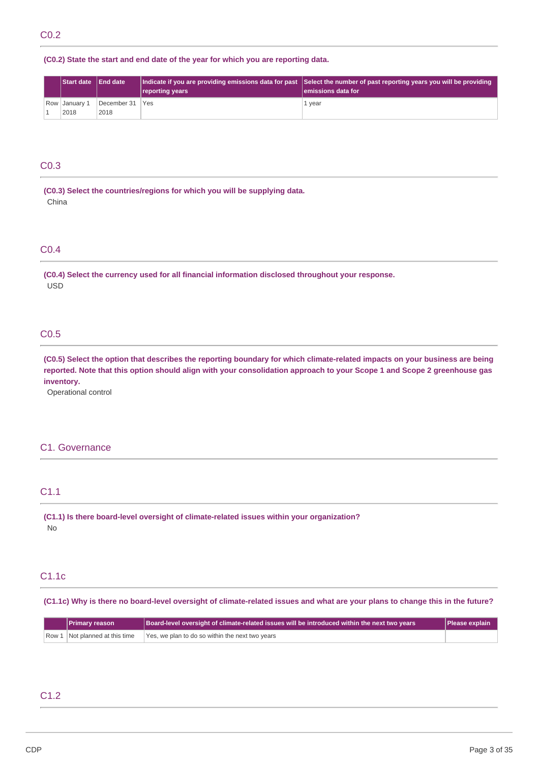## C0.2

**(C0.2) State the start and end date of the year for which you are reporting data.**

| | Start date | End date | Indicate if you are providing emissions data for past reporting years | Select the number of past reporting years you will be providing emissions data for |
|---|---|---|---|---|
| Row 1 | January 1 2018 | December 31 2018 | Yes | 1 year |

## C0.3

**(C0.3) Select the countries/regions for which you will be supplying data.**

China

## C0.4

**(C0.4) Select the currency used for all financial information disclosed throughout your response.**

USD

## C0.5

**(C0.5) Select the option that describes the reporting boundary for which climate-related impacts on your business are being reported. Note that this option should align with your consolidation approach to your Scope 1 and Scope 2 greenhouse gas inventory.**

Operational control

# C1. Governance

## C1.1

**(C1.1) Is there board-level oversight of climate-related issues within your organization?**

No

## C1.1c

**(C1.1c) Why is there no board-level oversight of climate-related issues and what are your plans to change this in the future?**

| | Primary reason | Board-level oversight of climate-related issues will be introduced within the next two years | Please explain |
|---|---|---|---|
| Row 1 | Not planned at this time | Yes, we plan to do so within the next two years | |

## C1.2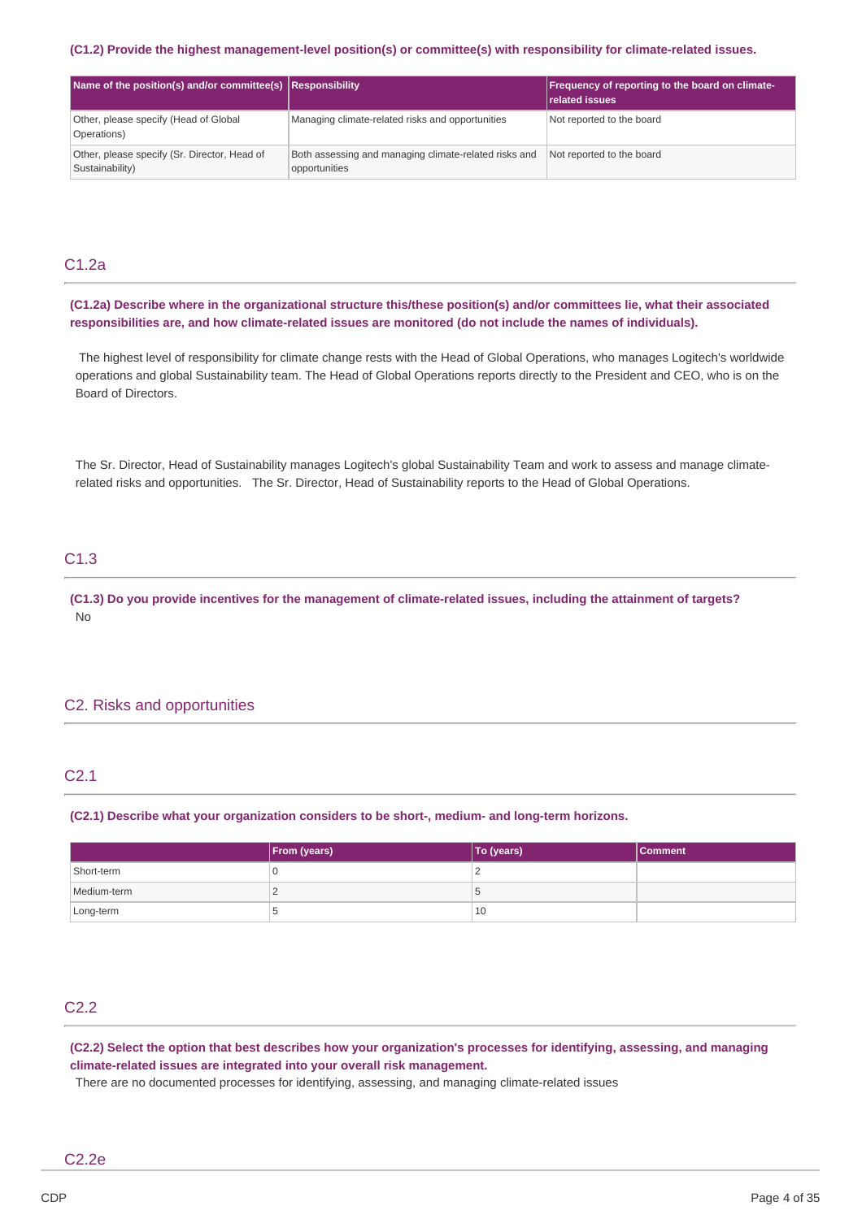**(C1.2) Provide the highest management-level position(s) or committee(s) with responsibility for climate-related issues.**

| Name of the position(s) and/or committee(s) | Responsibility | Frequency of reporting to the board on climate-related issues |
|---|---|---|
| Other, please specify (Head of Global Operations) | Managing climate-related risks and opportunities | Not reported to the board |
| Other, please specify (Sr. Director, Head of Sustainability) | Both assessing and managing climate-related risks and opportunities | Not reported to the board |

## C1.2a

**(C1.2a) Describe where in the organizational structure this/these position(s) and/or committees lie, what their associated responsibilities are, and how climate-related issues are monitored (do not include the names of individuals).**

The highest level of responsibility for climate change rests with the Head of Global Operations, who manages Logitech's worldwide operations and global Sustainability team. The Head of Global Operations reports directly to the President and CEO, who is on the Board of Directors.

The Sr. Director, Head of Sustainability manages Logitech's global Sustainability Team and work to assess and manage climate-related risks and opportunities. The Sr. Director, Head of Sustainability reports to the Head of Global Operations.

## C1.3

**(C1.3) Do you provide incentives for the management of climate-related issues, including the attainment of targets?**

No

## C2. Risks and opportunities

## C2.1

**(C2.1) Describe what your organization considers to be short-, medium- and long-term horizons.**

| | From (years) | To (years) | Comment |
|---|---|---|---|
| Short-term | 0 | 2 | |
| Medium-term | 2 | 5 | |
| Long-term | 5 | 10 | |

## C2.2

**(C2.2) Select the option that best describes how your organization's processes for identifying, assessing, and managing climate-related issues are integrated into your overall risk management.**

There are no documented processes for identifying, assessing, and managing climate-related issues

## C2.2e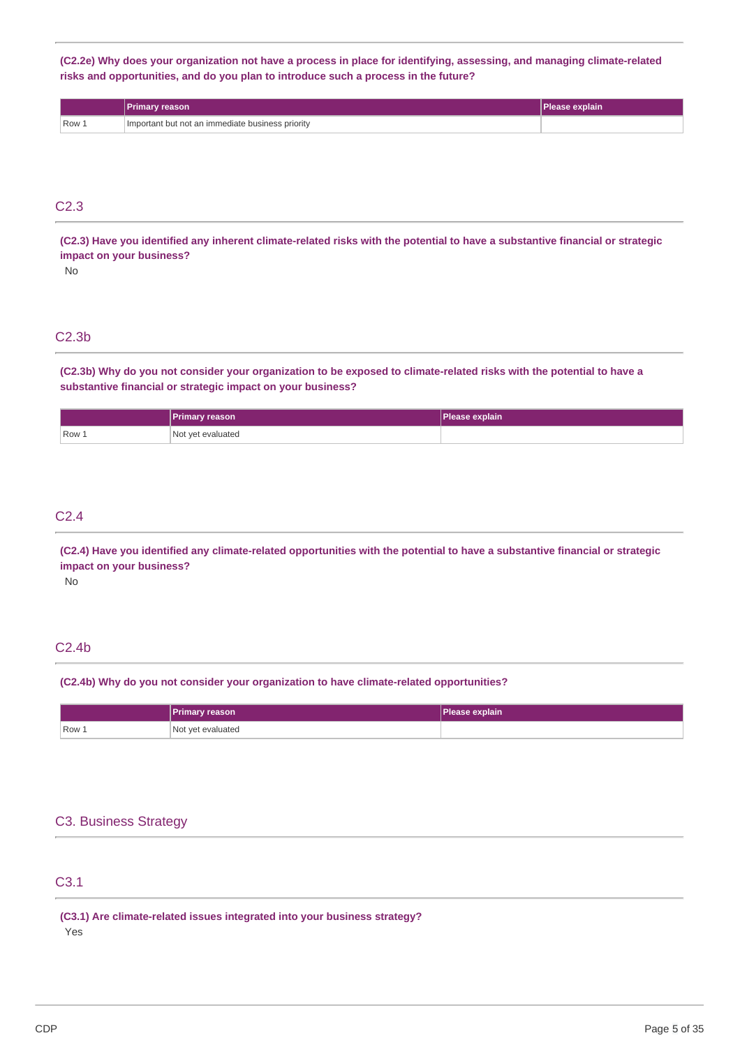**(C2.2e) Why does your organization not have a process in place for identifying, assessing, and managing climate-related risks and opportunities, and do you plan to introduce such a process in the future?**

| | Primary reason | Please explain |
|---|---|---|
| Row 1 | Important but not an immediate business priority | |

## C2.3

**(C2.3) Have you identified any inherent climate-related risks with the potential to have a substantive financial or strategic impact on your business?**

No

## C2.3b

**(C2.3b) Why do you not consider your organization to be exposed to climate-related risks with the potential to have a substantive financial or strategic impact on your business?**

| | Primary reason | Please explain |
|---|---|---|
| Row 1 | Not yet evaluated | |

## C2.4

**(C2.4) Have you identified any climate-related opportunities with the potential to have a substantive financial or strategic impact on your business?**

No

## C2.4b

**(C2.4b) Why do you not consider your organization to have climate-related opportunities?**

| | Primary reason | Please explain |
|---|---|---|
| Row 1 | Not yet evaluated | |

# C3. Business Strategy

## C3.1

**(C3.1) Are climate-related issues integrated into your business strategy?**

Yes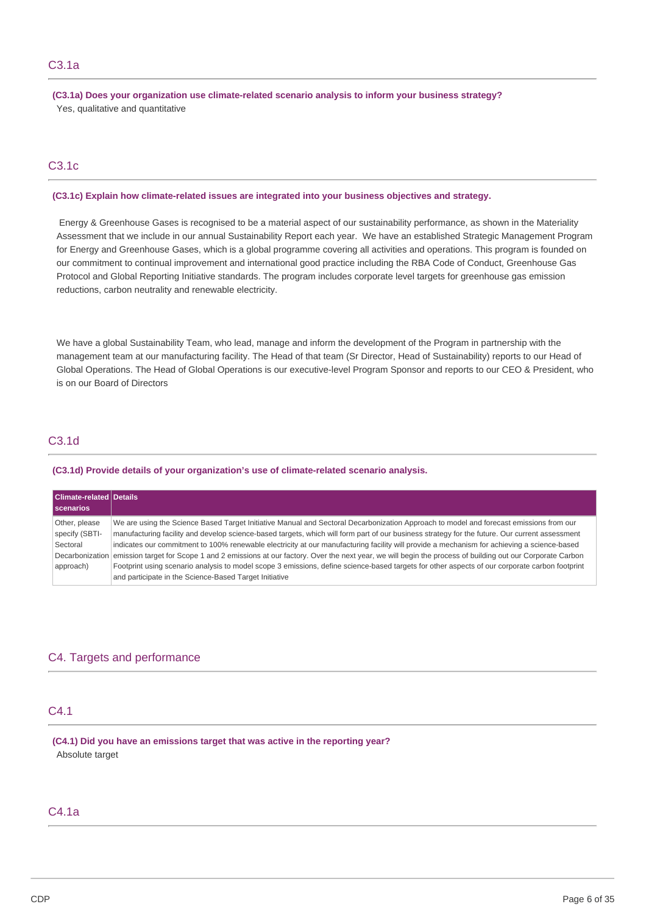## C3.1a

**(C3.1a) Does your organization use climate-related scenario analysis to inform your business strategy?**

Yes, qualitative and quantitative

## C3.1c

**(C3.1c) Explain how climate-related issues are integrated into your business objectives and strategy.**

Energy & Greenhouse Gases is recognised to be a material aspect of our sustainability performance, as shown in the Materiality Assessment that we include in our annual Sustainability Report each year. We have an established Strategic Management Program for Energy and Greenhouse Gases, which is a global programme covering all activities and operations. This program is founded on our commitment to continual improvement and international good practice including the RBA Code of Conduct, Greenhouse Gas Protocol and Global Reporting Initiative standards. The program includes corporate level targets for greenhouse gas emission reductions, carbon neutrality and renewable electricity.

We have a global Sustainability Team, who lead, manage and inform the development of the Program in partnership with the management team at our manufacturing facility. The Head of that team (Sr Director, Head of Sustainability) reports to our Head of Global Operations. The Head of Global Operations is our executive-level Program Sponsor and reports to our CEO & President, who is on our Board of Directors

## C3.1d

**(C3.1d) Provide details of your organization's use of climate-related scenario analysis.**

| Climate-related scenarios | Details |
|---|---|
| Other, please specify (SBTI-Sectoral Decarbonization approach) | We are using the Science Based Target Initiative Manual and Sectoral Decarbonization Approach to model and forecast emissions from our manufacturing facility and develop science-based targets, which will form part of our business strategy for the future. Our current assessment indicates our commitment to 100% renewable electricity at our manufacturing facility will provide a mechanism for achieving a science-based emission target for Scope 1 and 2 emissions at our factory. Over the next year, we will begin the process of building out our Corporate Carbon Footprint using scenario analysis to model scope 3 emissions, define science-based targets for other aspects of our corporate carbon footprint and participate in the Science-Based Target Initiative |

# C4. Targets and performance

## C4.1

**(C4.1) Did you have an emissions target that was active in the reporting year?**

Absolute target

## C4.1a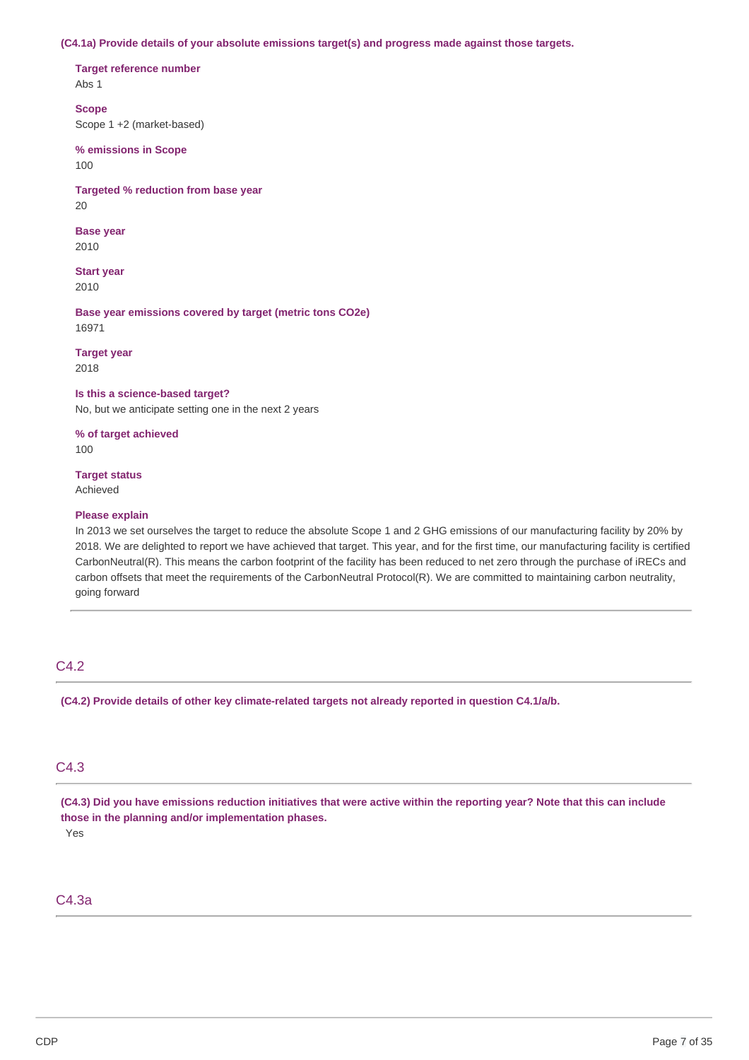**(C4.1a) Provide details of your absolute emissions target(s) and progress made against those targets.**

**Target reference number**
Abs 1

**Scope**
Scope 1 +2 (market-based)

**% emissions in Scope**
100

**Targeted % reduction from base year**
20

**Base year**
2010

**Start year**
2010

**Base year emissions covered by target (metric tons CO2e)**
16971

**Target year**
2018

**Is this a science-based target?**
No, but we anticipate setting one in the next 2 years

**% of target achieved**
100

**Target status**
Achieved

**Please explain**
In 2013 we set ourselves the target to reduce the absolute Scope 1 and 2 GHG emissions of our manufacturing facility by 20% by 2018. We are delighted to report we have achieved that target. This year, and for the first time, our manufacturing facility is certified CarbonNeutral(R). This means the carbon footprint of the facility has been reduced to net zero through the purchase of iRECs and carbon offsets that meet the requirements of the CarbonNeutral Protocol(R). We are committed to maintaining carbon neutrality, going forward

## C4.2

**(C4.2) Provide details of other key climate-related targets not already reported in question C4.1/a/b.**

## C4.3

**(C4.3) Did you have emissions reduction initiatives that were active within the reporting year? Note that this can include those in the planning and/or implementation phases.**
Yes

## C4.3a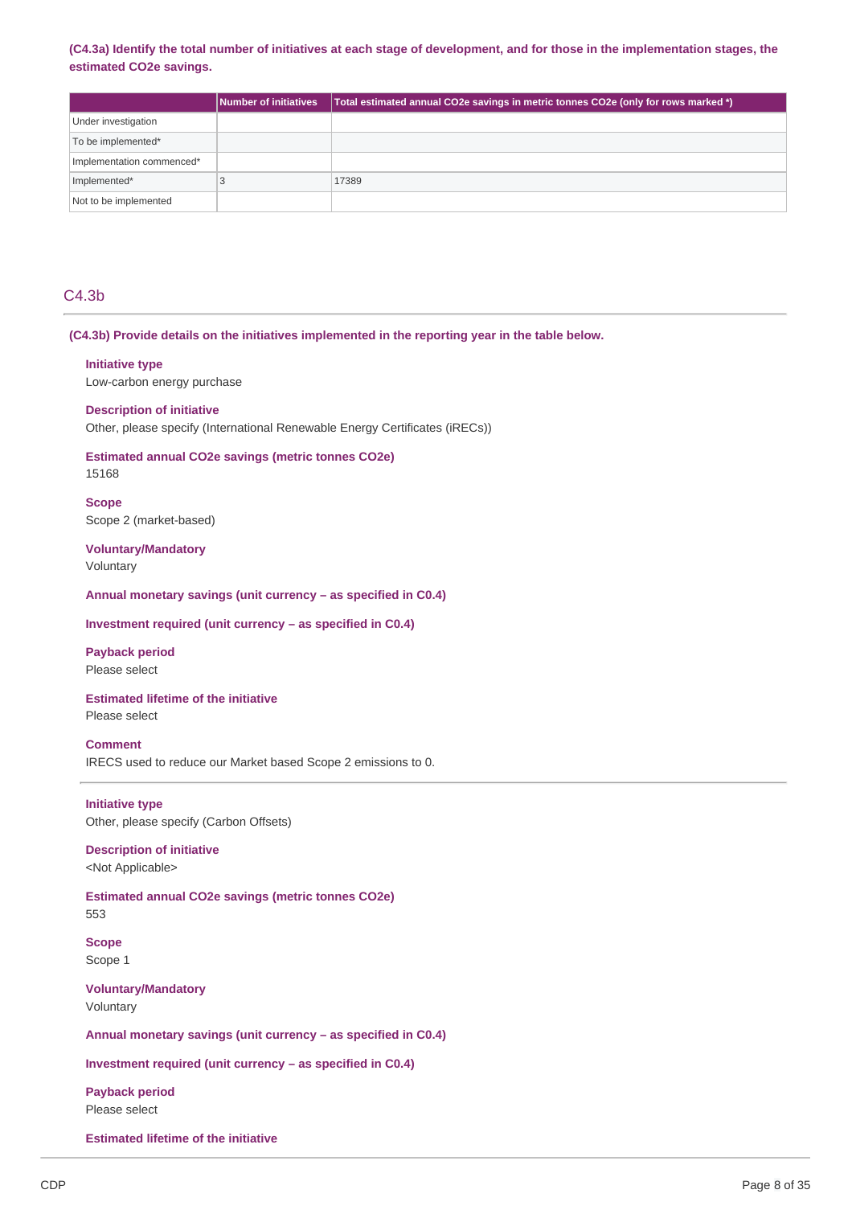**(C4.3a) Identify the total number of initiatives at each stage of development, and for those in the implementation stages, the estimated CO2e savings.**

| | Number of initiatives | Total estimated annual CO2e savings in metric tonnes CO2e (only for rows marked *) |
|---|---|---|
| Under investigation | | |
| To be implemented* | | |
| Implementation commenced* | | |
| Implemented* | 3 | 17389 |
| Not to be implemented | | |

## C4.3b

**(C4.3b) Provide details on the initiatives implemented in the reporting year in the table below.**

**Initiative type**
Low-carbon energy purchase

**Description of initiative**
Other, please specify (International Renewable Energy Certificates (iRECs))

**Estimated annual CO2e savings (metric tonnes CO2e)**
15168

**Scope**
Scope 2 (market-based)

**Voluntary/Mandatory**
Voluntary

**Annual monetary savings (unit currency – as specified in C0.4)**

**Investment required (unit currency – as specified in C0.4)**

**Payback period**
Please select

**Estimated lifetime of the initiative**
Please select

**Comment**
IRECS used to reduce our Market based Scope 2 emissions to 0.

---

**Initiative type**
Other, please specify (Carbon Offsets)

**Description of initiative**
<Not Applicable>

**Estimated annual CO2e savings (metric tonnes CO2e)**
553

**Scope**
Scope 1

**Voluntary/Mandatory**
Voluntary

**Annual monetary savings (unit currency – as specified in C0.4)**

**Investment required (unit currency – as specified in C0.4)**

**Payback period**
Please select

**Estimated lifetime of the initiative**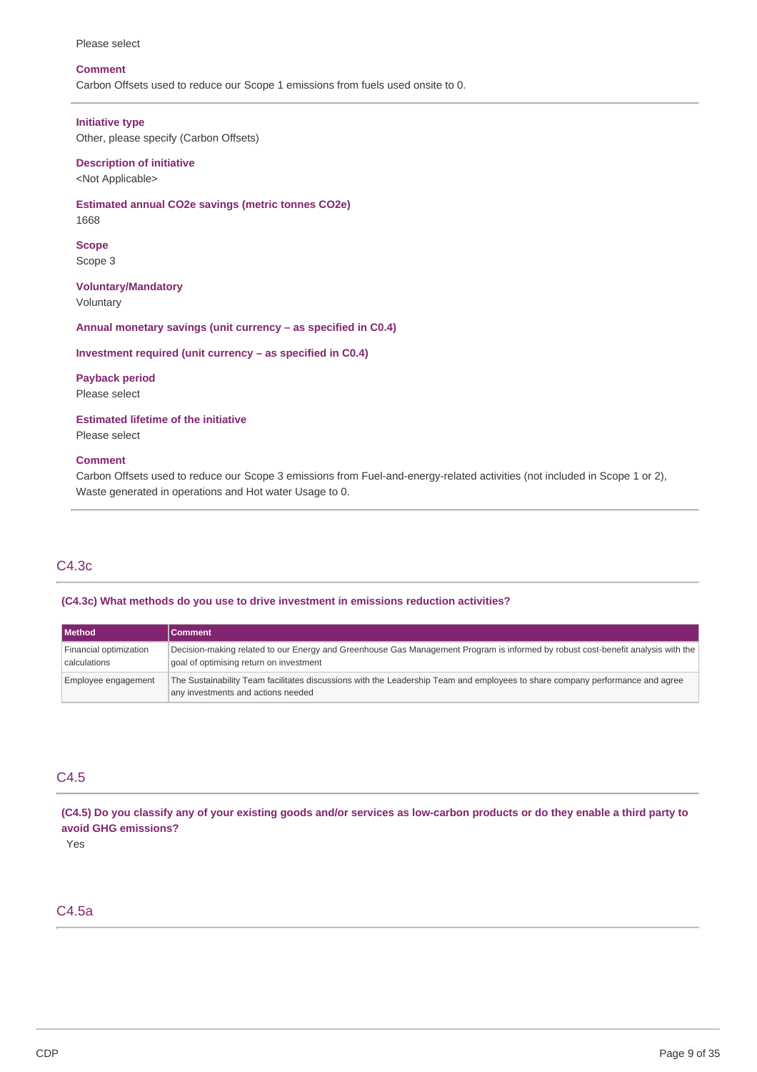Please select

**Comment**
Carbon Offsets used to reduce our Scope 1 emissions from fuels used onsite to 0.

---

**Initiative type**
Other, please specify (Carbon Offsets)

**Description of initiative**
<Not Applicable>

**Estimated annual CO2e savings (metric tonnes CO2e)**
1668

**Scope**
Scope 3

**Voluntary/Mandatory**
Voluntary

**Annual monetary savings (unit currency – as specified in C0.4)**

**Investment required (unit currency – as specified in C0.4)**

**Payback period**
Please select

**Estimated lifetime of the initiative**
Please select

**Comment**
Carbon Offsets used to reduce our Scope 3 emissions from Fuel-and-energy-related activities (not included in Scope 1 or 2), Waste generated in operations and Hot water Usage to 0.

---

## C4.3c

**(C4.3c) What methods do you use to drive investment in emissions reduction activities?**

| Method | Comment |
|---|---|
| Financial optimization calculations | Decision-making related to our Energy and Greenhouse Gas Management Program is informed by robust cost-benefit analysis with the goal of optimising return on investment |
| Employee engagement | The Sustainability Team facilitates discussions with the Leadership Team and employees to share company performance and agree any investments and actions needed |

## C4.5

**(C4.5) Do you classify any of your existing goods and/or services as low-carbon products or do they enable a third party to avoid GHG emissions?**

Yes

## C4.5a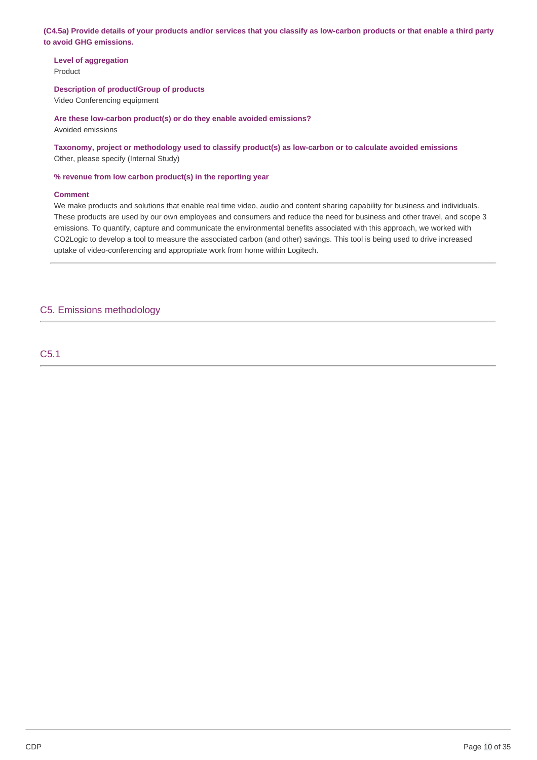**(C4.5a) Provide details of your products and/or services that you classify as low-carbon products or that enable a third party to avoid GHG emissions.**

**Level of aggregation**
Product

**Description of product/Group of products**
Video Conferencing equipment

**Are these low-carbon product(s) or do they enable avoided emissions?**
Avoided emissions

**Taxonomy, project or methodology used to classify product(s) as low-carbon or to calculate avoided emissions**
Other, please specify (Internal Study)

**% revenue from low carbon product(s) in the reporting year**

**Comment**
We make products and solutions that enable real time video, audio and content sharing capability for business and individuals. These products are used by our own employees and consumers and reduce the need for business and other travel, and scope 3 emissions. To quantify, capture and communicate the environmental benefits associated with this approach, we worked with CO2Logic to develop a tool to measure the associated carbon (and other) savings. This tool is being used to drive increased uptake of video-conferencing and appropriate work from home within Logitech.

## C5. Emissions methodology

### C5.1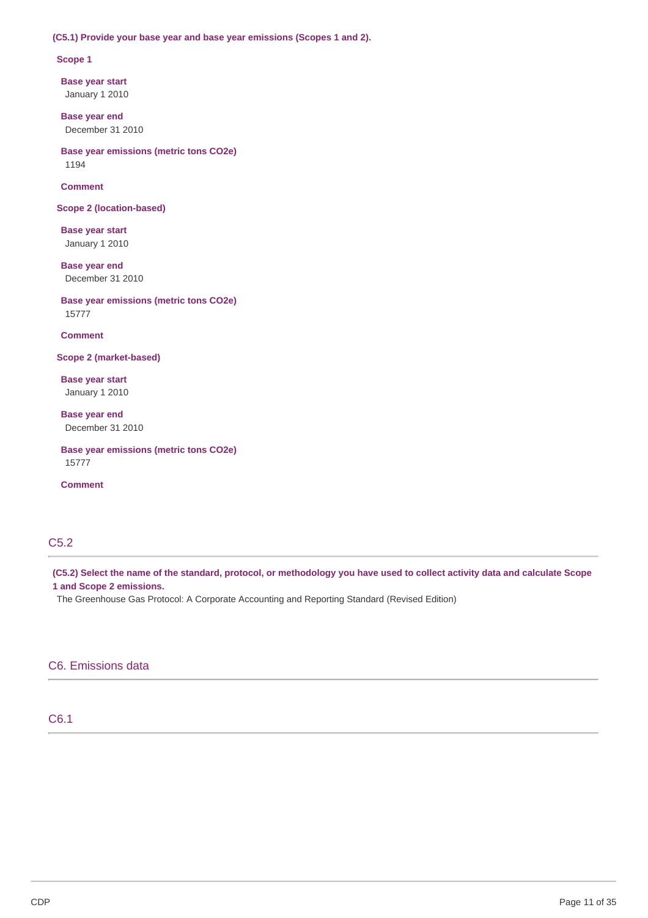**(C5.1) Provide your base year and base year emissions (Scopes 1 and 2).**

**Scope 1**

**Base year start**
January 1 2010

**Base year end**
December 31 2010

**Base year emissions (metric tons CO2e)**
1194

**Comment**

**Scope 2 (location-based)**

**Base year start**
January 1 2010

**Base year end**
December 31 2010

**Base year emissions (metric tons CO2e)**
15777

**Comment**

**Scope 2 (market-based)**

**Base year start**
January 1 2010

**Base year end**
December 31 2010

**Base year emissions (metric tons CO2e)**
15777

**Comment**

## C5.2

**(C5.2) Select the name of the standard, protocol, or methodology you have used to collect activity data and calculate Scope 1 and Scope 2 emissions.**

The Greenhouse Gas Protocol: A Corporate Accounting and Reporting Standard (Revised Edition)

# C6. Emissions data

## C6.1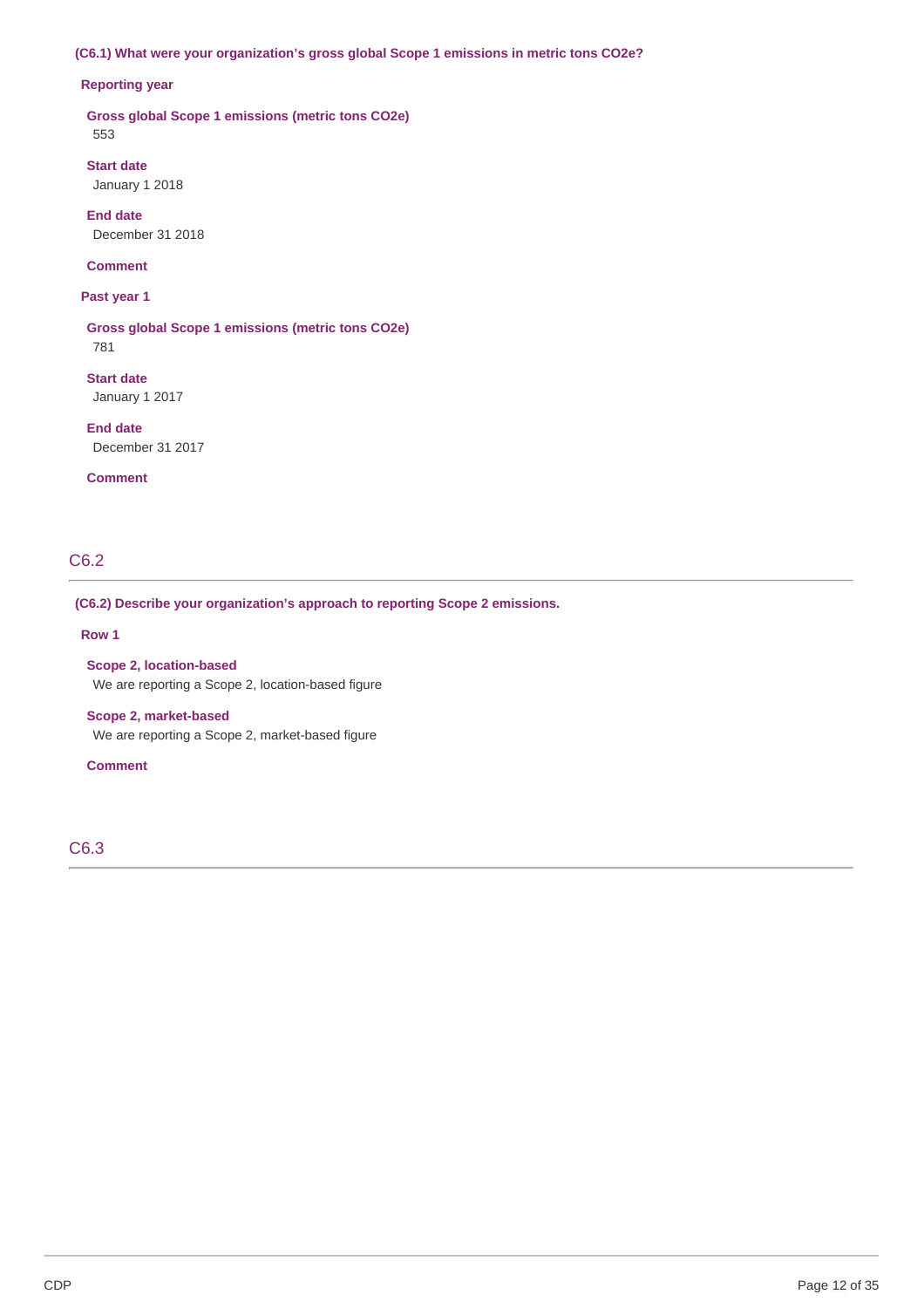**(C6.1) What were your organization's gross global Scope 1 emissions in metric tons CO2e?**

**Reporting year**

**Gross global Scope 1 emissions (metric tons CO2e)**
553

**Start date**
January 1 2018

**End date**
December 31 2018

**Comment**

**Past year 1**

**Gross global Scope 1 emissions (metric tons CO2e)**
781

**Start date**
January 1 2017

**End date**
December 31 2017

**Comment**

## C6.2

**(C6.2) Describe your organization's approach to reporting Scope 2 emissions.**

**Row 1**

**Scope 2, location-based**
We are reporting a Scope 2, location-based figure

**Scope 2, market-based**
We are reporting a Scope 2, market-based figure

**Comment**

## C6.3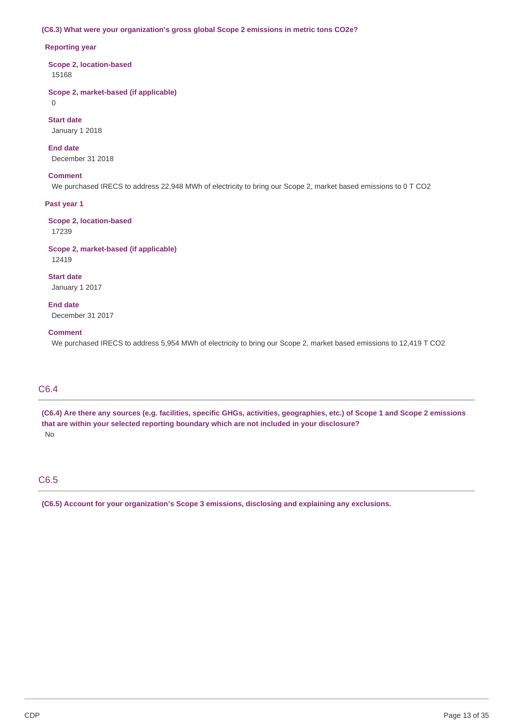**(C6.3) What were your organization's gross global Scope 2 emissions in metric tons CO2e?**

**Reporting year**

**Scope 2, location-based**
15168

**Scope 2, market-based (if applicable)**
0

**Start date**
January 1 2018

**End date**
December 31 2018

**Comment**
We purchased IRECS to address 22,948 MWh of electricity to bring our Scope 2, market based emissions to 0 T CO2

**Past year 1**

**Scope 2, location-based**
17239

**Scope 2, market-based (if applicable)**
12419

**Start date**
January 1 2017

**End date**
December 31 2017

**Comment**
We purchased IRECS to address 5,954 MWh of electricity to bring our Scope 2, market based emissions to 12,419 T CO2

## C6.4

**(C6.4) Are there any sources (e.g. facilities, specific GHGs, activities, geographies, etc.) of Scope 1 and Scope 2 emissions that are within your selected reporting boundary which are not included in your disclosure?**
No

## C6.5

**(C6.5) Account for your organization's Scope 3 emissions, disclosing and explaining any exclusions.**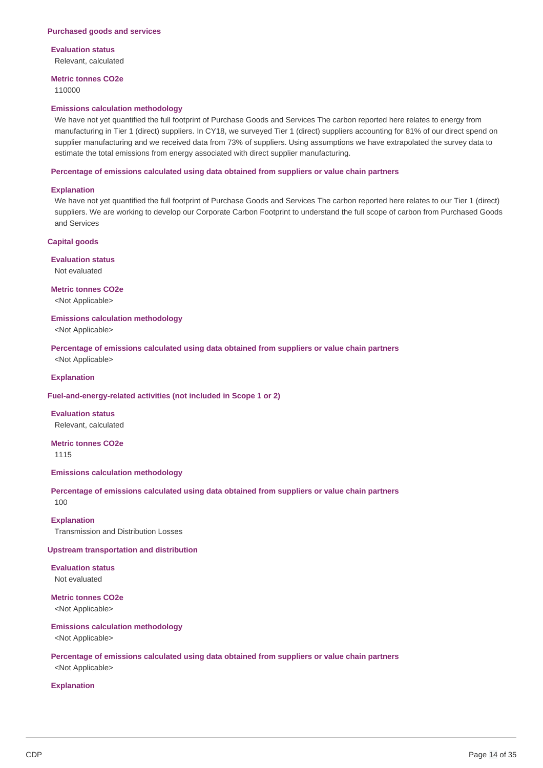### Purchased goods and services

**Evaluation status**

Relevant, calculated

**Metric tonnes CO2e**

110000

**Emissions calculation methodology**

We have not yet quantified the full footprint of Purchase Goods and Services The carbon reported here relates to energy from manufacturing in Tier 1 (direct) suppliers. In CY18, we surveyed Tier 1 (direct) suppliers accounting for 81% of our direct spend on supplier manufacturing and we received data from 73% of suppliers. Using assumptions we have extrapolated the survey data to estimate the total emissions from energy associated with direct supplier manufacturing.

**Percentage of emissions calculated using data obtained from suppliers or value chain partners**

**Explanation**

We have not yet quantified the full footprint of Purchase Goods and Services The carbon reported here relates to our Tier 1 (direct) suppliers. We are working to develop our Corporate Carbon Footprint to understand the full scope of carbon from Purchased Goods and Services

### Capital goods

**Evaluation status**

Not evaluated

**Metric tonnes CO2e**

<Not Applicable>

**Emissions calculation methodology**

<Not Applicable>

**Percentage of emissions calculated using data obtained from suppliers or value chain partners**

<Not Applicable>

**Explanation**

### Fuel-and-energy-related activities (not included in Scope 1 or 2)

**Evaluation status**

Relevant, calculated

**Metric tonnes CO2e**

1115

**Emissions calculation methodology**

**Percentage of emissions calculated using data obtained from suppliers or value chain partners**

100

**Explanation**

Transmission and Distribution Losses

### Upstream transportation and distribution

**Evaluation status**

Not evaluated

**Metric tonnes CO2e**

<Not Applicable>

**Emissions calculation methodology**

<Not Applicable>

**Percentage of emissions calculated using data obtained from suppliers or value chain partners**

<Not Applicable>

**Explanation**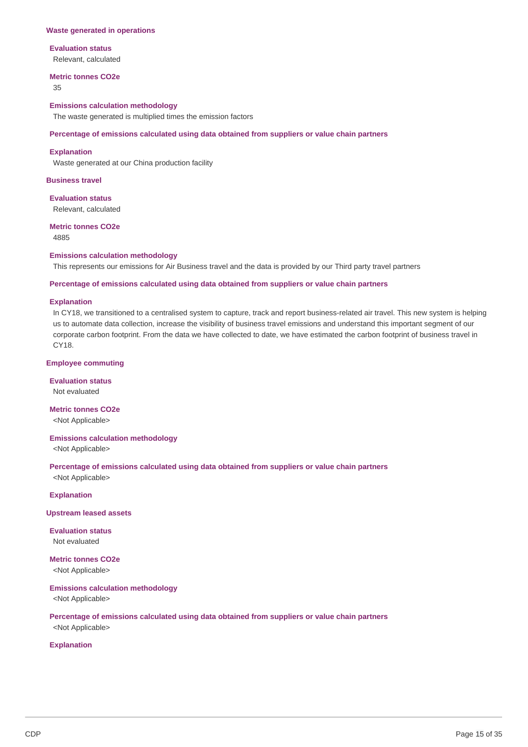### Waste generated in operations

**Evaluation status**

Relevant, calculated

**Metric tonnes CO2e**

35

**Emissions calculation methodology**

The waste generated is multiplied times the emission factors

**Percentage of emissions calculated using data obtained from suppliers or value chain partners**

**Explanation**

Waste generated at our China production facility

### Business travel

**Evaluation status**

Relevant, calculated

**Metric tonnes CO2e**

4885

**Emissions calculation methodology**

This represents our emissions for Air Business travel and the data is provided by our Third party travel partners

**Percentage of emissions calculated using data obtained from suppliers or value chain partners**

**Explanation**

In CY18, we transitioned to a centralised system to capture, track and report business-related air travel. This new system is helping us to automate data collection, increase the visibility of business travel emissions and understand this important segment of our corporate carbon footprint. From the data we have collected to date, we have estimated the carbon footprint of business travel in CY18.

### Employee commuting

**Evaluation status**

Not evaluated

**Metric tonnes CO2e**

<Not Applicable>

**Emissions calculation methodology**

<Not Applicable>

**Percentage of emissions calculated using data obtained from suppliers or value chain partners**

<Not Applicable>

**Explanation**

### Upstream leased assets

**Evaluation status**

Not evaluated

**Metric tonnes CO2e**

<Not Applicable>

**Emissions calculation methodology**

<Not Applicable>

**Percentage of emissions calculated using data obtained from suppliers or value chain partners**

<Not Applicable>

**Explanation**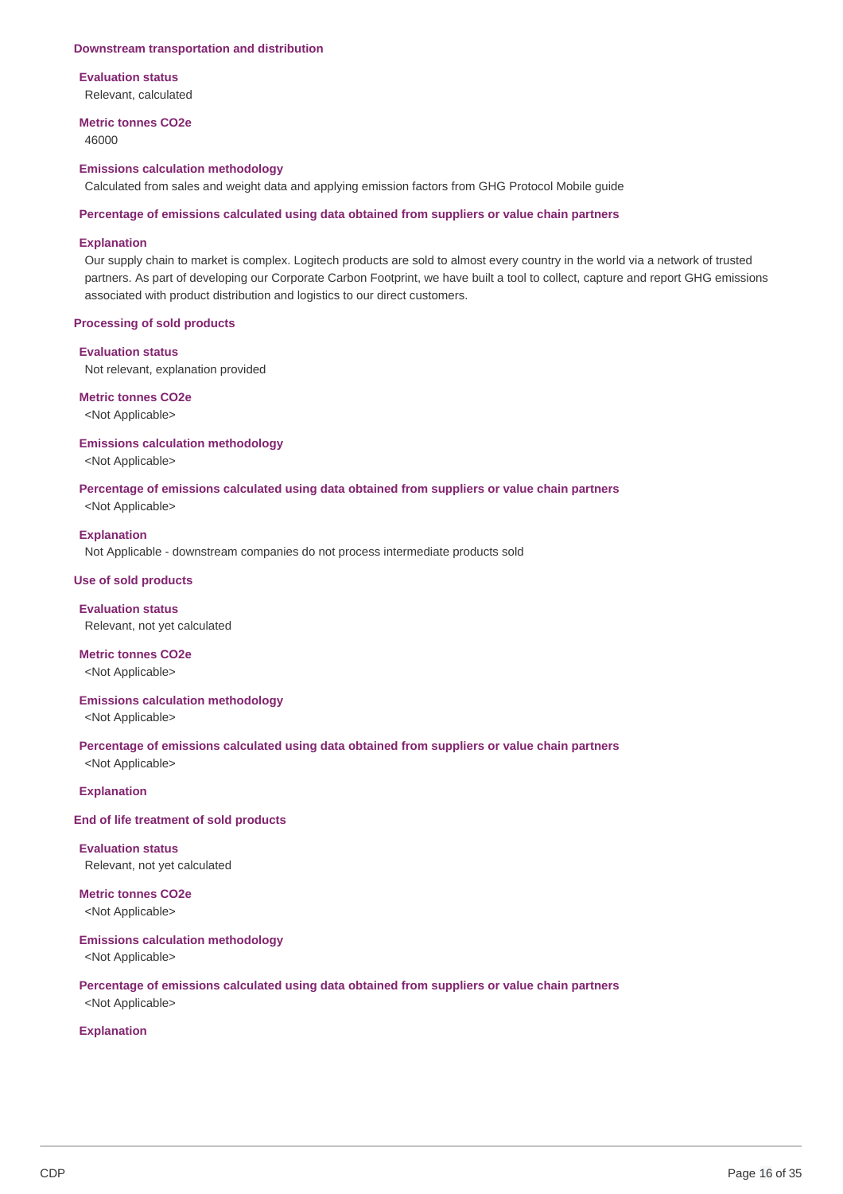### Downstream transportation and distribution

**Evaluation status**

Relevant, calculated

**Metric tonnes CO2e**

46000

**Emissions calculation methodology**

Calculated from sales and weight data and applying emission factors from GHG Protocol Mobile guide

**Percentage of emissions calculated using data obtained from suppliers or value chain partners**

**Explanation**

Our supply chain to market is complex. Logitech products are sold to almost every country in the world via a network of trusted partners. As part of developing our Corporate Carbon Footprint, we have built a tool to collect, capture and report GHG emissions associated with product distribution and logistics to our direct customers.

### Processing of sold products

**Evaluation status**

Not relevant, explanation provided

**Metric tonnes CO2e**

<Not Applicable>

**Emissions calculation methodology**

<Not Applicable>

**Percentage of emissions calculated using data obtained from suppliers or value chain partners**

<Not Applicable>

**Explanation**

Not Applicable - downstream companies do not process intermediate products sold

### Use of sold products

**Evaluation status**

Relevant, not yet calculated

**Metric tonnes CO2e**

<Not Applicable>

**Emissions calculation methodology**

<Not Applicable>

**Percentage of emissions calculated using data obtained from suppliers or value chain partners**

<Not Applicable>

**Explanation**

### End of life treatment of sold products

**Evaluation status**

Relevant, not yet calculated

**Metric tonnes CO2e**

<Not Applicable>

**Emissions calculation methodology**

<Not Applicable>

**Percentage of emissions calculated using data obtained from suppliers or value chain partners**

<Not Applicable>

**Explanation**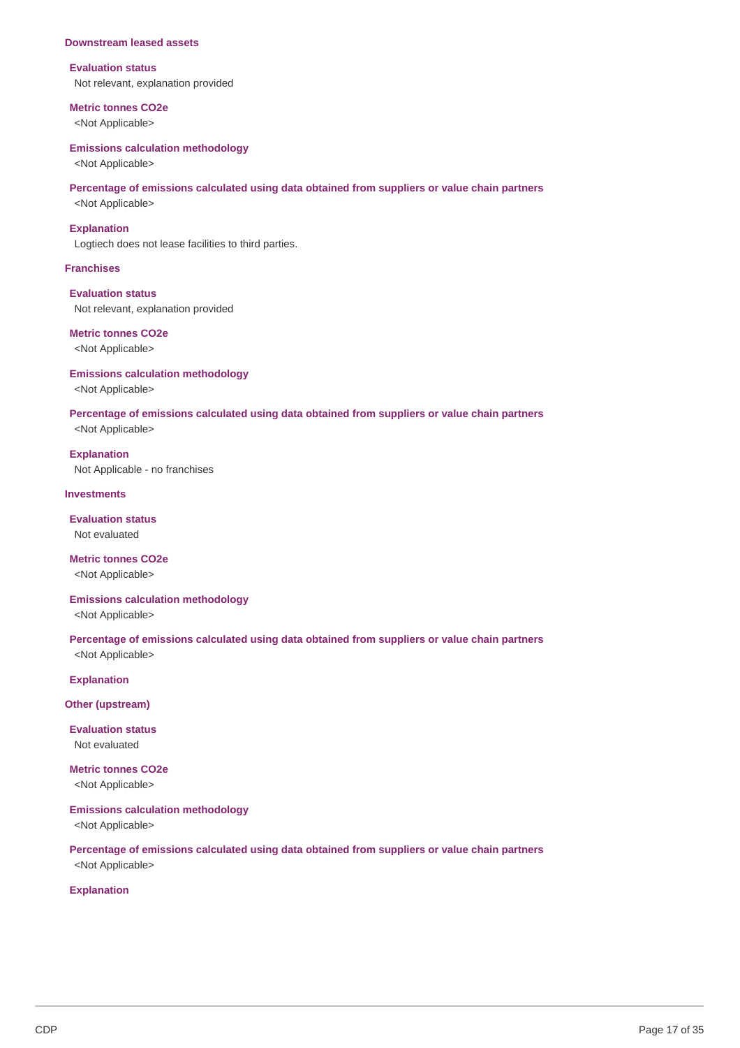### Downstream leased assets

**Evaluation status**
Not relevant, explanation provided

**Metric tonnes CO2e**
<Not Applicable>

**Emissions calculation methodology**
<Not Applicable>

**Percentage of emissions calculated using data obtained from suppliers or value chain partners**
<Not Applicable>

**Explanation**
Logtiech does not lease facilities to third parties.

### Franchises

**Evaluation status**
Not relevant, explanation provided

**Metric tonnes CO2e**
<Not Applicable>

**Emissions calculation methodology**
<Not Applicable>

**Percentage of emissions calculated using data obtained from suppliers or value chain partners**
<Not Applicable>

**Explanation**
Not Applicable - no franchises

### Investments

**Evaluation status**
Not evaluated

**Metric tonnes CO2e**
<Not Applicable>

**Emissions calculation methodology**
<Not Applicable>

**Percentage of emissions calculated using data obtained from suppliers or value chain partners**
<Not Applicable>

**Explanation**

### Other (upstream)

**Evaluation status**
Not evaluated

**Metric tonnes CO2e**
<Not Applicable>

**Emissions calculation methodology**
<Not Applicable>

**Percentage of emissions calculated using data obtained from suppliers or value chain partners**
<Not Applicable>

**Explanation**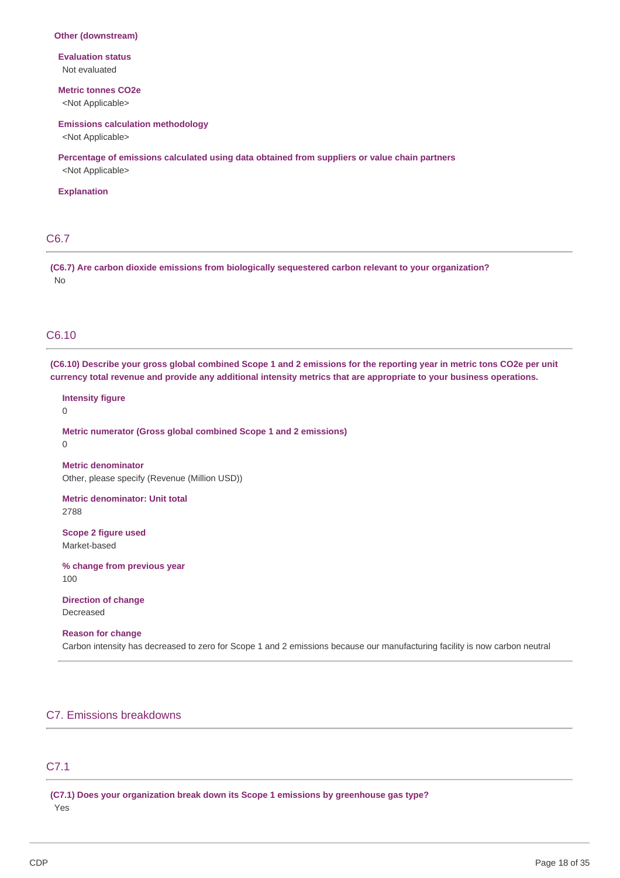**Other (downstream)**

**Evaluation status**
Not evaluated

**Metric tonnes CO2e**
<Not Applicable>

**Emissions calculation methodology**
<Not Applicable>

**Percentage of emissions calculated using data obtained from suppliers or value chain partners**
<Not Applicable>

**Explanation**

## C6.7

**(C6.7) Are carbon dioxide emissions from biologically sequestered carbon relevant to your organization?**
No

## C6.10

**(C6.10) Describe your gross global combined Scope 1 and 2 emissions for the reporting year in metric tons CO2e per unit currency total revenue and provide any additional intensity metrics that are appropriate to your business operations.**

**Intensity figure**
0

**Metric numerator (Gross global combined Scope 1 and 2 emissions)**
0

**Metric denominator**
Other, please specify (Revenue (Million USD))

**Metric denominator: Unit total**
2788

**Scope 2 figure used**
Market-based

**% change from previous year**
100

**Direction of change**
Decreased

**Reason for change**
Carbon intensity has decreased to zero for Scope 1 and 2 emissions because our manufacturing facility is now carbon neutral

# C7. Emissions breakdowns

## C7.1

**(C7.1) Does your organization break down its Scope 1 emissions by greenhouse gas type?**
Yes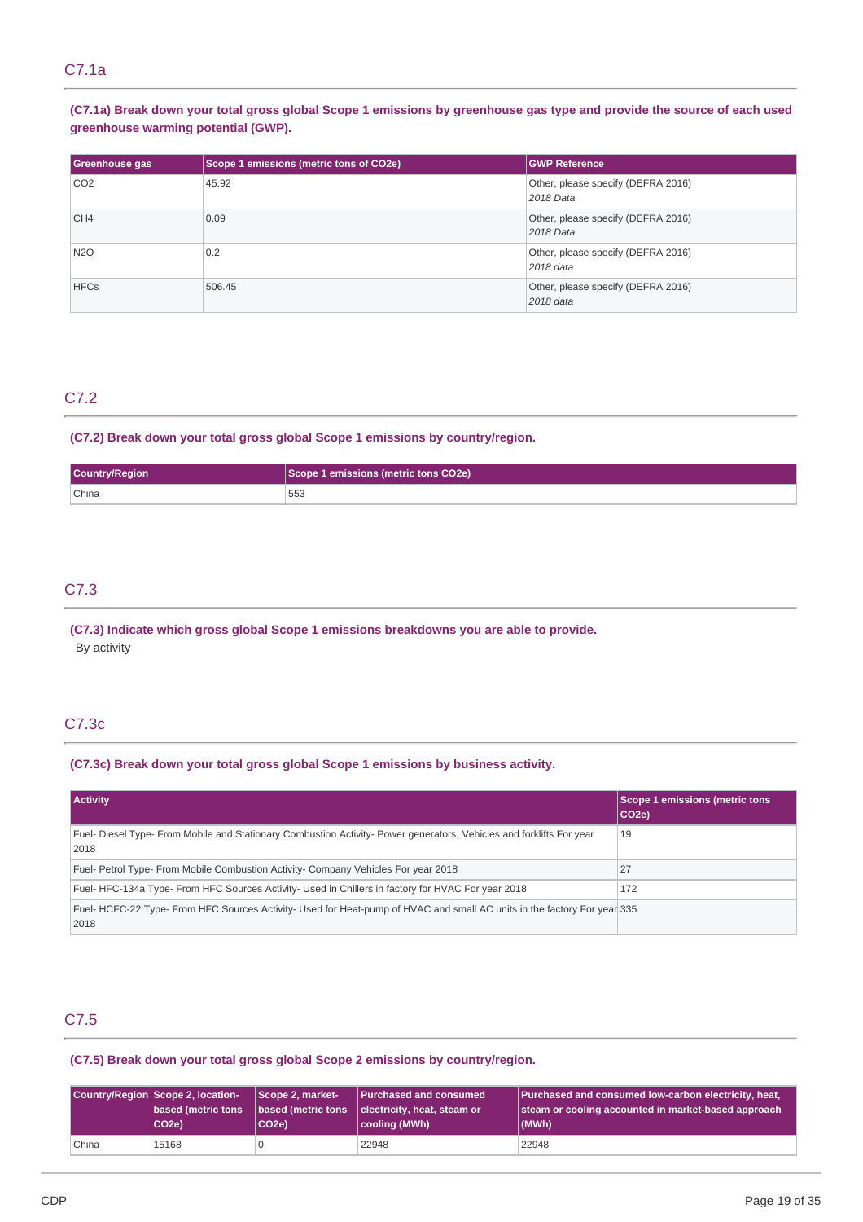## C7.1a

**(C7.1a) Break down your total gross global Scope 1 emissions by greenhouse gas type and provide the source of each used greenhouse warming potential (GWP).**

| Greenhouse gas | Scope 1 emissions (metric tons of CO2e) | GWP Reference |
|---|---|---|
| CO2 | 45.92 | Other, please specify (DEFRA 2016)<br>*2018 Data* |
| CH4 | 0.09 | Other, please specify (DEFRA 2016)<br>*2018 Data* |
| N2O | 0.2 | Other, please specify (DEFRA 2016)<br>*2018 data* |
| HFCs | 506.45 | Other, please specify (DEFRA 2016)<br>*2018 data* |

## C7.2

**(C7.2) Break down your total gross global Scope 1 emissions by country/region.**

| Country/Region | Scope 1 emissions (metric tons CO2e) |
|---|---|
| China | 553 |

## C7.3

**(C7.3) Indicate which gross global Scope 1 emissions breakdowns you are able to provide.**

By activity

## C7.3c

**(C7.3c) Break down your total gross global Scope 1 emissions by business activity.**

| Activity | Scope 1 emissions (metric tons CO2e) |
|---|---|
| Fuel- Diesel Type- From Mobile and Stationary Combustion Activity- Power generators, Vehicles and forklifts For year 2018 | 19 |
| Fuel- Petrol Type- From Mobile Combustion Activity- Company Vehicles For year 2018 | 27 |
| Fuel- HFC-134a Type- From HFC Sources Activity- Used in Chillers in factory for HVAC For year 2018 | 172 |
| Fuel- HCFC-22 Type- From HFC Sources Activity- Used for Heat-pump of HVAC and small AC units in the factory For year 2018 | 335 |

## C7.5

**(C7.5) Break down your total gross global Scope 2 emissions by country/region.**

| Country/Region | Scope 2, location-based (metric tons CO2e) | Scope 2, market-based (metric tons CO2e) | Purchased and consumed electricity, heat, steam or cooling (MWh) | Purchased and consumed low-carbon electricity, heat, steam or cooling accounted in market-based approach (MWh) |
|---|---|---|---|---|
| China | 15168 | 0 | 22948 | 22948 |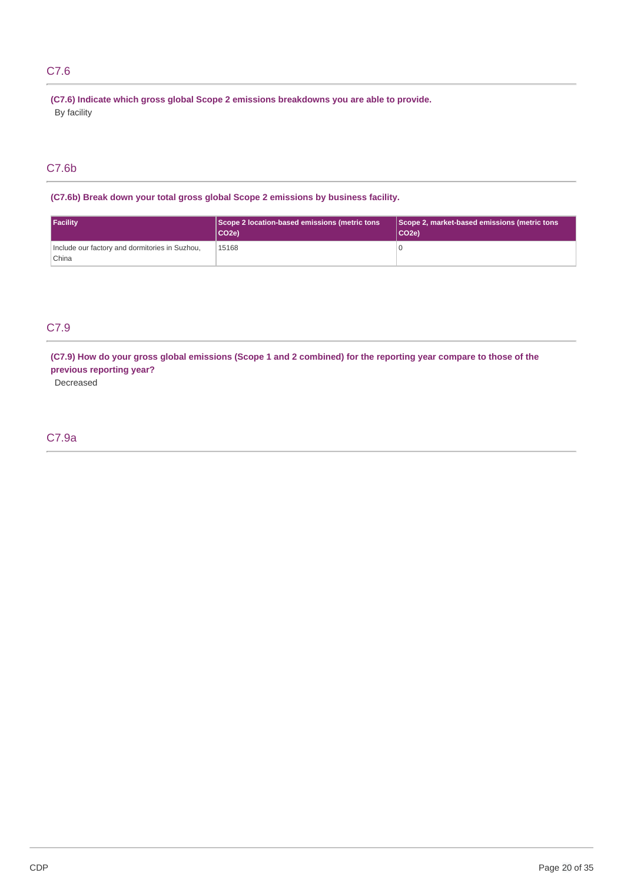## C7.6

**(C7.6) Indicate which gross global Scope 2 emissions breakdowns you are able to provide.**

By facility

## C7.6b

**(C7.6b) Break down your total gross global Scope 2 emissions by business facility.**

| Facility | Scope 2 location-based emissions (metric tons CO2e) | Scope 2, market-based emissions (metric tons CO2e) |
| --- | --- | --- |
| Include our factory and dormitories in Suzhou, China | 15168 | 0 |

## C7.9

**(C7.9) How do your gross global emissions (Scope 1 and 2 combined) for the reporting year compare to those of the previous reporting year?**

Decreased

## C7.9a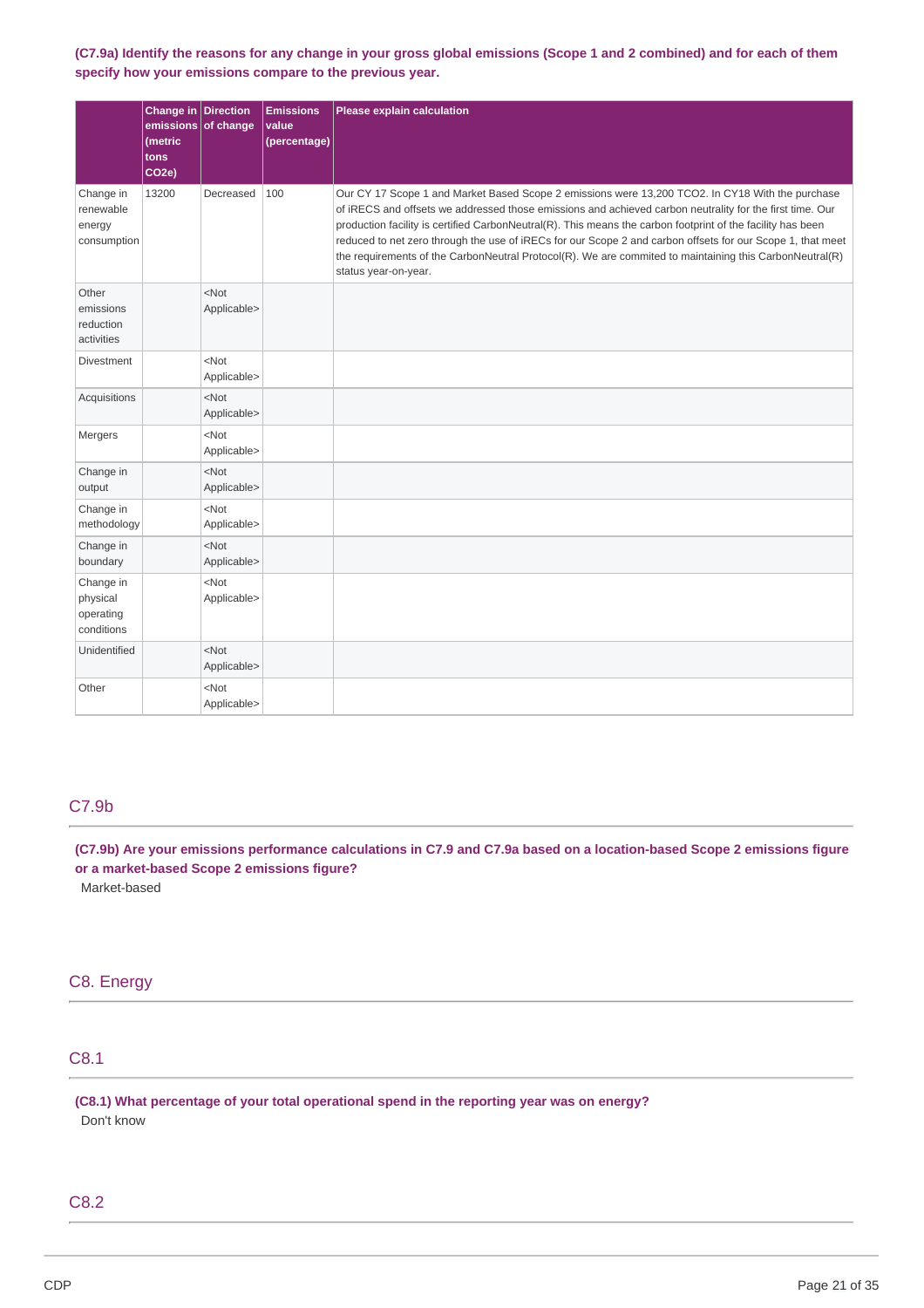**(C7.9a) Identify the reasons for any change in your gross global emissions (Scope 1 and 2 combined) and for each of them specify how your emissions compare to the previous year.**

| | Change in emissions (metric tons CO2e) | Direction of change | Emissions value (percentage) | Please explain calculation |
|---|---|---|---|---|
| Change in renewable energy consumption | 13200 | Decreased | 100 | Our CY 17 Scope 1 and Market Based Scope 2 emissions were 13,200 TCO2. In CY18 With the purchase of iRECS and offsets we addressed those emissions and achieved carbon neutrality for the first time. Our production facility is certified CarbonNeutral(R). This means the carbon footprint of the facility has been reduced to net zero through the use of iRECs for our Scope 2 and carbon offsets for our Scope 1, that meet the requirements of the CarbonNeutral Protocol(R). We are commited to maintaining this CarbonNeutral(R) status year-on-year. |
| Other emissions reduction activities | | <Not Applicable> | | |
| Divestment | | <Not Applicable> | | |
| Acquisitions | | <Not Applicable> | | |
| Mergers | | <Not Applicable> | | |
| Change in output | | <Not Applicable> | | |
| Change in methodology | | <Not Applicable> | | |
| Change in boundary | | <Not Applicable> | | |
| Change in physical operating conditions | | <Not Applicable> | | |
| Unidentified | | <Not Applicable> | | |
| Other | | <Not Applicable> | | |

## C7.9b

**(C7.9b) Are your emissions performance calculations in C7.9 and C7.9a based on a location-based Scope 2 emissions figure or a market-based Scope 2 emissions figure?**

Market-based

# C8. Energy

## C8.1

**(C8.1) What percentage of your total operational spend in the reporting year was on energy?**

Don't know

## C8.2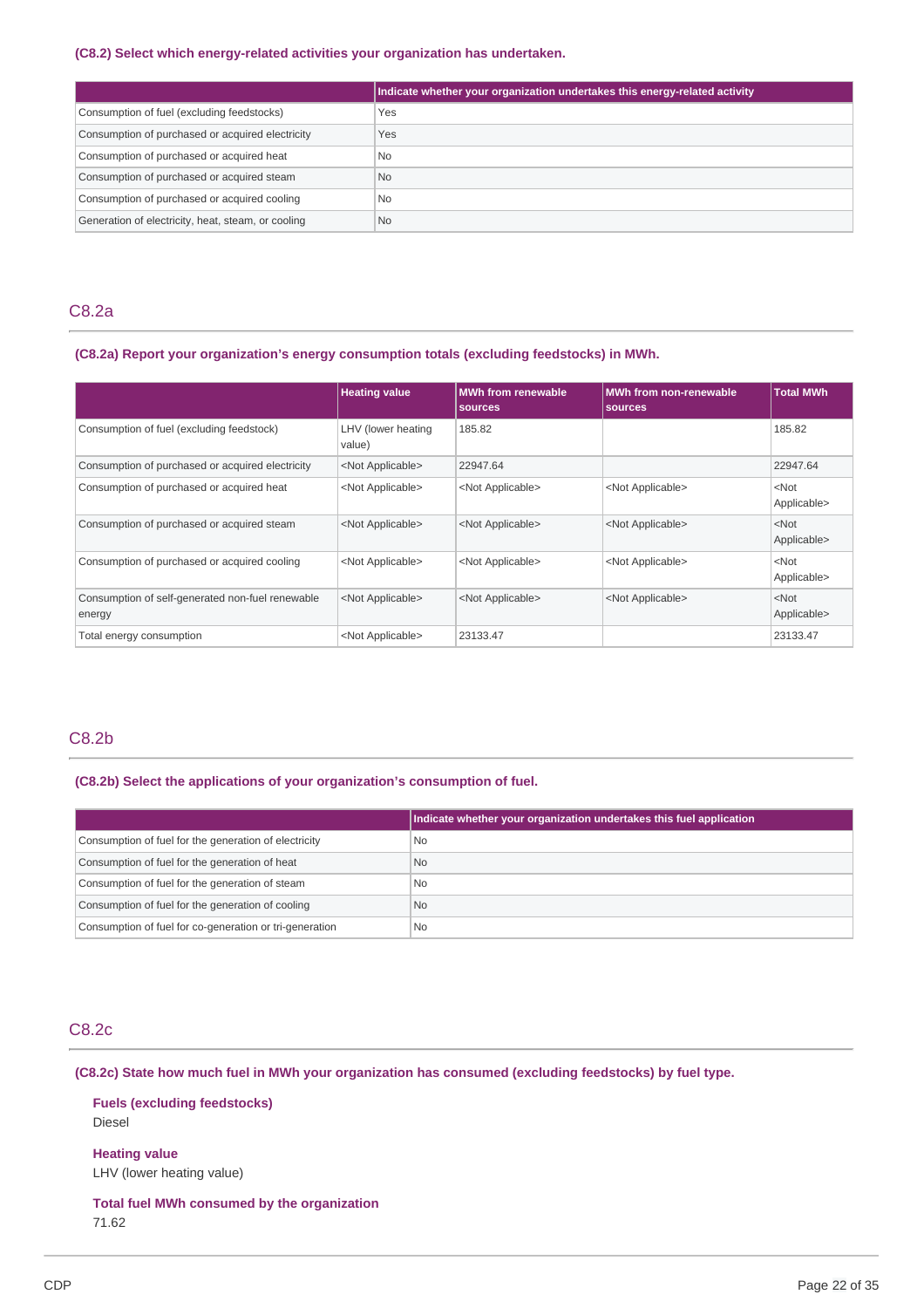**(C8.2) Select which energy-related activities your organization has undertaken.**

| | Indicate whether your organization undertakes this energy-related activity |
|---|---|
| Consumption of fuel (excluding feedstocks) | Yes |
| Consumption of purchased or acquired electricity | Yes |
| Consumption of purchased or acquired heat | No |
| Consumption of purchased or acquired steam | No |
| Consumption of purchased or acquired cooling | No |
| Generation of electricity, heat, steam, or cooling | No |

## C8.2a

**(C8.2a) Report your organization's energy consumption totals (excluding feedstocks) in MWh.**

| | Heating value | MWh from renewable sources | MWh from non-renewable sources | Total MWh |
|---|---|---|---|---|
| Consumption of fuel (excluding feedstock) | LHV (lower heating value) | 185.82 | | 185.82 |
| Consumption of purchased or acquired electricity | <Not Applicable> | 22947.64 | | 22947.64 |
| Consumption of purchased or acquired heat | <Not Applicable> | <Not Applicable> | <Not Applicable> | <Not Applicable> |
| Consumption of purchased or acquired steam | <Not Applicable> | <Not Applicable> | <Not Applicable> | <Not Applicable> |
| Consumption of purchased or acquired cooling | <Not Applicable> | <Not Applicable> | <Not Applicable> | <Not Applicable> |
| Consumption of self-generated non-fuel renewable energy | <Not Applicable> | <Not Applicable> | <Not Applicable> | <Not Applicable> |
| Total energy consumption | <Not Applicable> | 23133.47 | | 23133.47 |

## C8.2b

**(C8.2b) Select the applications of your organization's consumption of fuel.**

| | Indicate whether your organization undertakes this fuel application |
|---|---|
| Consumption of fuel for the generation of electricity | No |
| Consumption of fuel for the generation of heat | No |
| Consumption of fuel for the generation of steam | No |
| Consumption of fuel for the generation of cooling | No |
| Consumption of fuel for co-generation or tri-generation | No |

## C8.2c

**(C8.2c) State how much fuel in MWh your organization has consumed (excluding feedstocks) by fuel type.**

**Fuels (excluding feedstocks)**
Diesel

**Heating value**
LHV (lower heating value)

**Total fuel MWh consumed by the organization**
71.62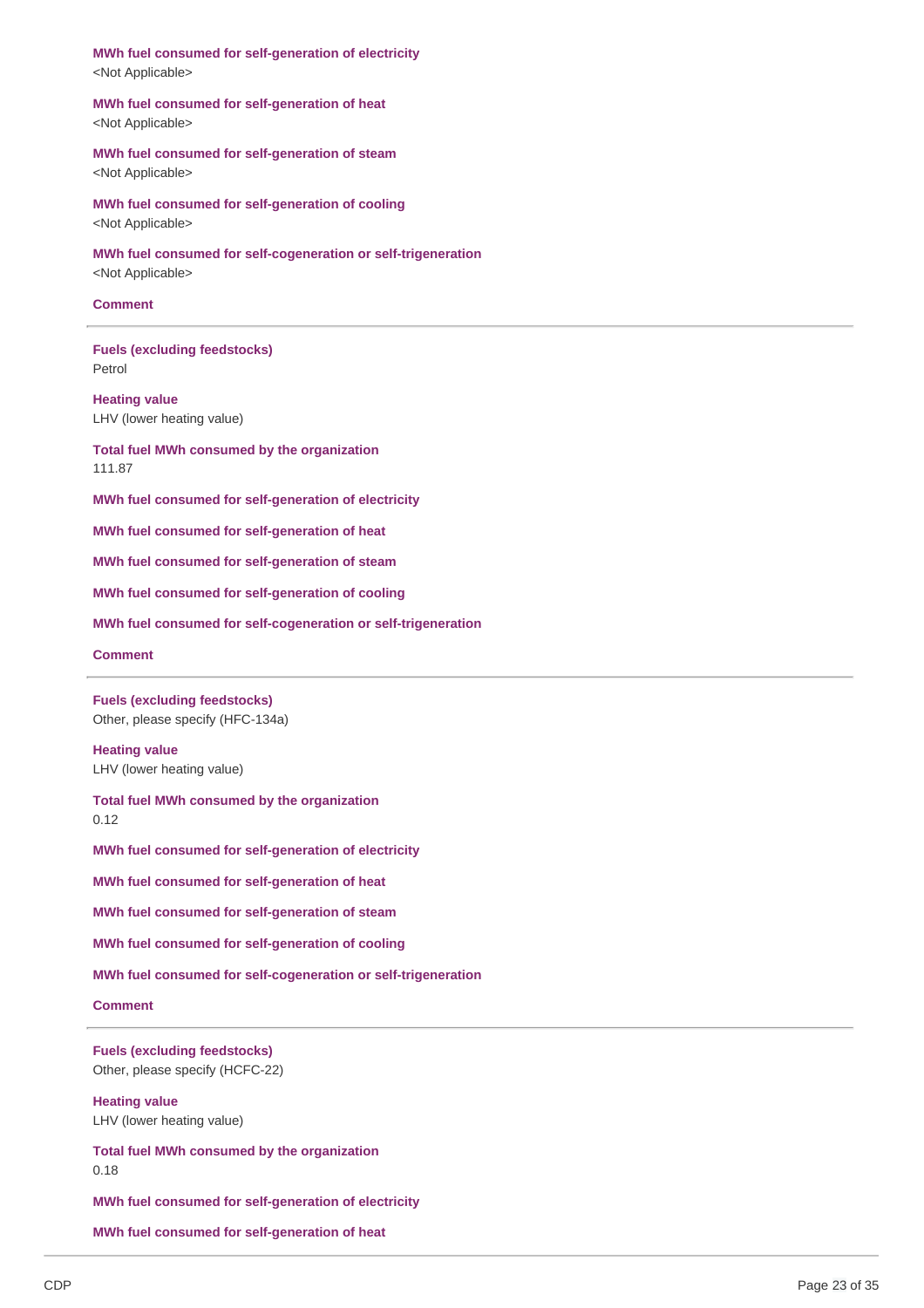**MWh fuel consumed for self-generation of electricity**
<Not Applicable>

**MWh fuel consumed for self-generation of heat**
<Not Applicable>

**MWh fuel consumed for self-generation of steam**
<Not Applicable>

**MWh fuel consumed for self-generation of cooling**
<Not Applicable>

**MWh fuel consumed for self-cogeneration or self-trigeneration**
<Not Applicable>

**Comment**

---

**Fuels (excluding feedstocks)**
Petrol

**Heating value**
LHV (lower heating value)

**Total fuel MWh consumed by the organization**
111.87

**MWh fuel consumed for self-generation of electricity**

**MWh fuel consumed for self-generation of heat**

**MWh fuel consumed for self-generation of steam**

**MWh fuel consumed for self-generation of cooling**

**MWh fuel consumed for self-cogeneration or self-trigeneration**

**Comment**

---

**Fuels (excluding feedstocks)**
Other, please specify (HFC-134a)

**Heating value**
LHV (lower heating value)

**Total fuel MWh consumed by the organization**
0.12

**MWh fuel consumed for self-generation of electricity**

**MWh fuel consumed for self-generation of heat**

**MWh fuel consumed for self-generation of steam**

**MWh fuel consumed for self-generation of cooling**

**MWh fuel consumed for self-cogeneration or self-trigeneration**

**Comment**

---

**Fuels (excluding feedstocks)**
Other, please specify (HCFC-22)

**Heating value**
LHV (lower heating value)

**Total fuel MWh consumed by the organization**
0.18

**MWh fuel consumed for self-generation of electricity**

**MWh fuel consumed for self-generation of heat**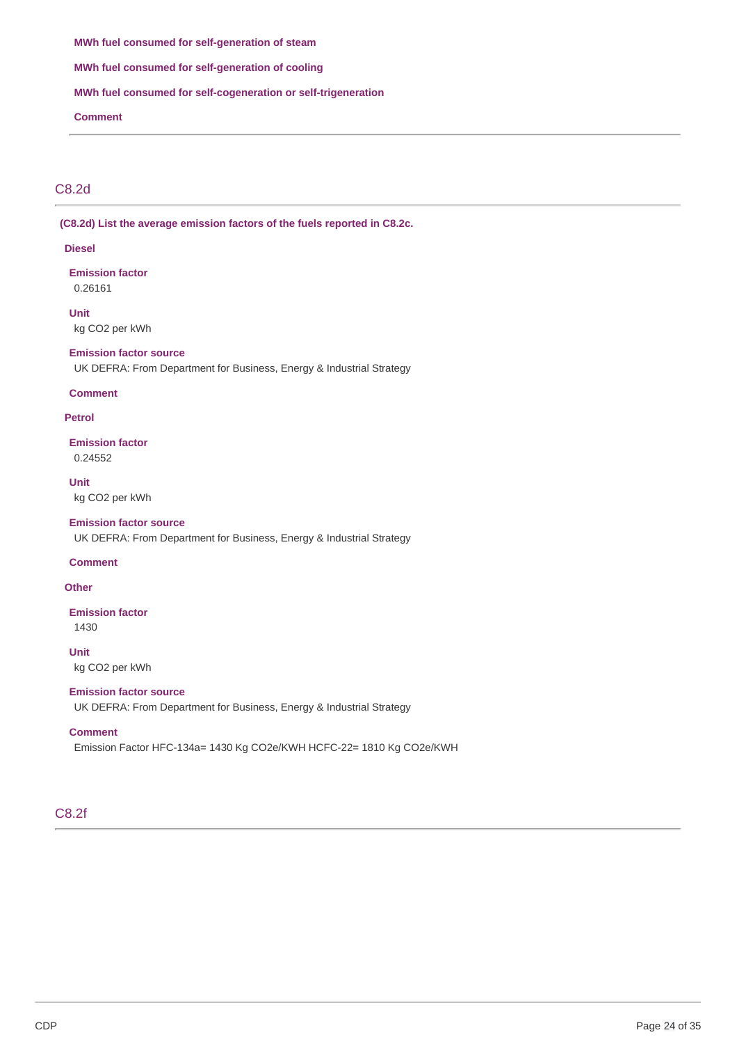**MWh fuel consumed for self-generation of steam**

**MWh fuel consumed for self-generation of cooling**

**MWh fuel consumed for self-cogeneration or self-trigeneration**

**Comment**

## C8.2d

**(C8.2d) List the average emission factors of the fuels reported in C8.2c.**

**Diesel**

**Emission factor**
0.26161

**Unit**
kg CO2 per kWh

**Emission factor source**
UK DEFRA: From Department for Business, Energy & Industrial Strategy

**Comment**

**Petrol**

**Emission factor**
0.24552

**Unit**
kg CO2 per kWh

**Emission factor source**
UK DEFRA: From Department for Business, Energy & Industrial Strategy

**Comment**

**Other**

**Emission factor**
1430

**Unit**
kg CO2 per kWh

**Emission factor source**
UK DEFRA: From Department for Business, Energy & Industrial Strategy

**Comment**
Emission Factor HFC-134a= 1430 Kg CO2e/KWH HCFC-22= 1810 Kg CO2e/KWH

## C8.2f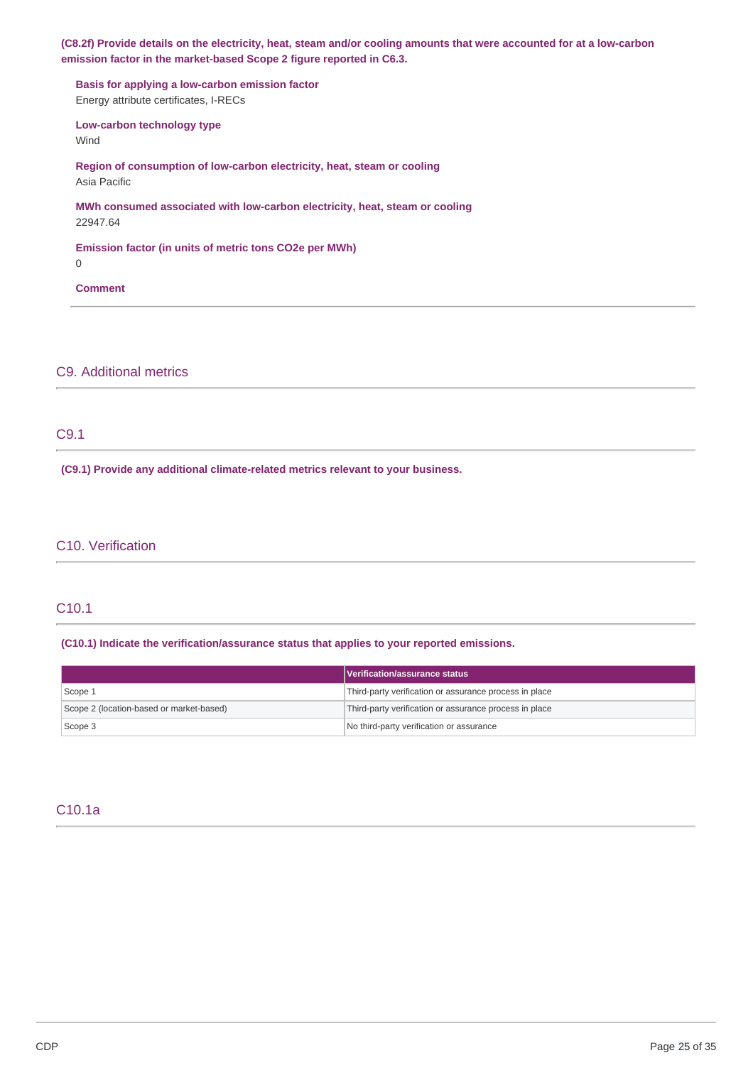**(C8.2f) Provide details on the electricity, heat, steam and/or cooling amounts that were accounted for at a low-carbon emission factor in the market-based Scope 2 figure reported in C6.3.**

**Basis for applying a low-carbon emission factor**
Energy attribute certificates, I-RECs

**Low-carbon technology type**
Wind

**Region of consumption of low-carbon electricity, heat, steam or cooling**
Asia Pacific

**MWh consumed associated with low-carbon electricity, heat, steam or cooling**
22947.64

**Emission factor (in units of metric tons CO2e per MWh)**
0

**Comment**

## C9. Additional metrics

### C9.1

**(C9.1) Provide any additional climate-related metrics relevant to your business.**

## C10. Verification

### C10.1

**(C10.1) Indicate the verification/assurance status that applies to your reported emissions.**

| | Verification/assurance status |
|---|---|
| Scope 1 | Third-party verification or assurance process in place |
| Scope 2 (location-based or market-based) | Third-party verification or assurance process in place |
| Scope 3 | No third-party verification or assurance |

### C10.1a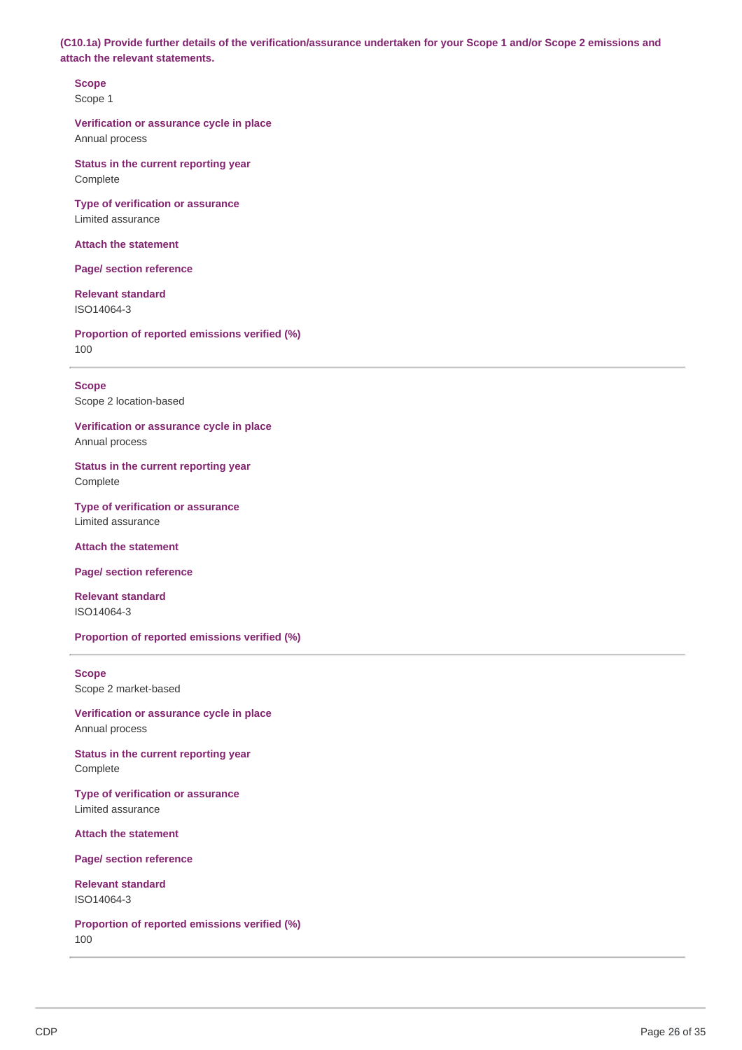**(C10.1a) Provide further details of the verification/assurance undertaken for your Scope 1 and/or Scope 2 emissions and attach the relevant statements.**

**Scope**
Scope 1

**Verification or assurance cycle in place**
Annual process

**Status in the current reporting year**
Complete

**Type of verification or assurance**
Limited assurance

**Attach the statement**

**Page/ section reference**

**Relevant standard**
ISO14064-3

**Proportion of reported emissions verified (%)**
100

---

**Scope**
Scope 2 location-based

**Verification or assurance cycle in place**
Annual process

**Status in the current reporting year**
Complete

**Type of verification or assurance**
Limited assurance

**Attach the statement**

**Page/ section reference**

**Relevant standard**
ISO14064-3

**Proportion of reported emissions verified (%)**

---

**Scope**
Scope 2 market-based

**Verification or assurance cycle in place**
Annual process

**Status in the current reporting year**
Complete

**Type of verification or assurance**
Limited assurance

**Attach the statement**

**Page/ section reference**

**Relevant standard**
ISO14064-3

**Proportion of reported emissions verified (%)**
100

---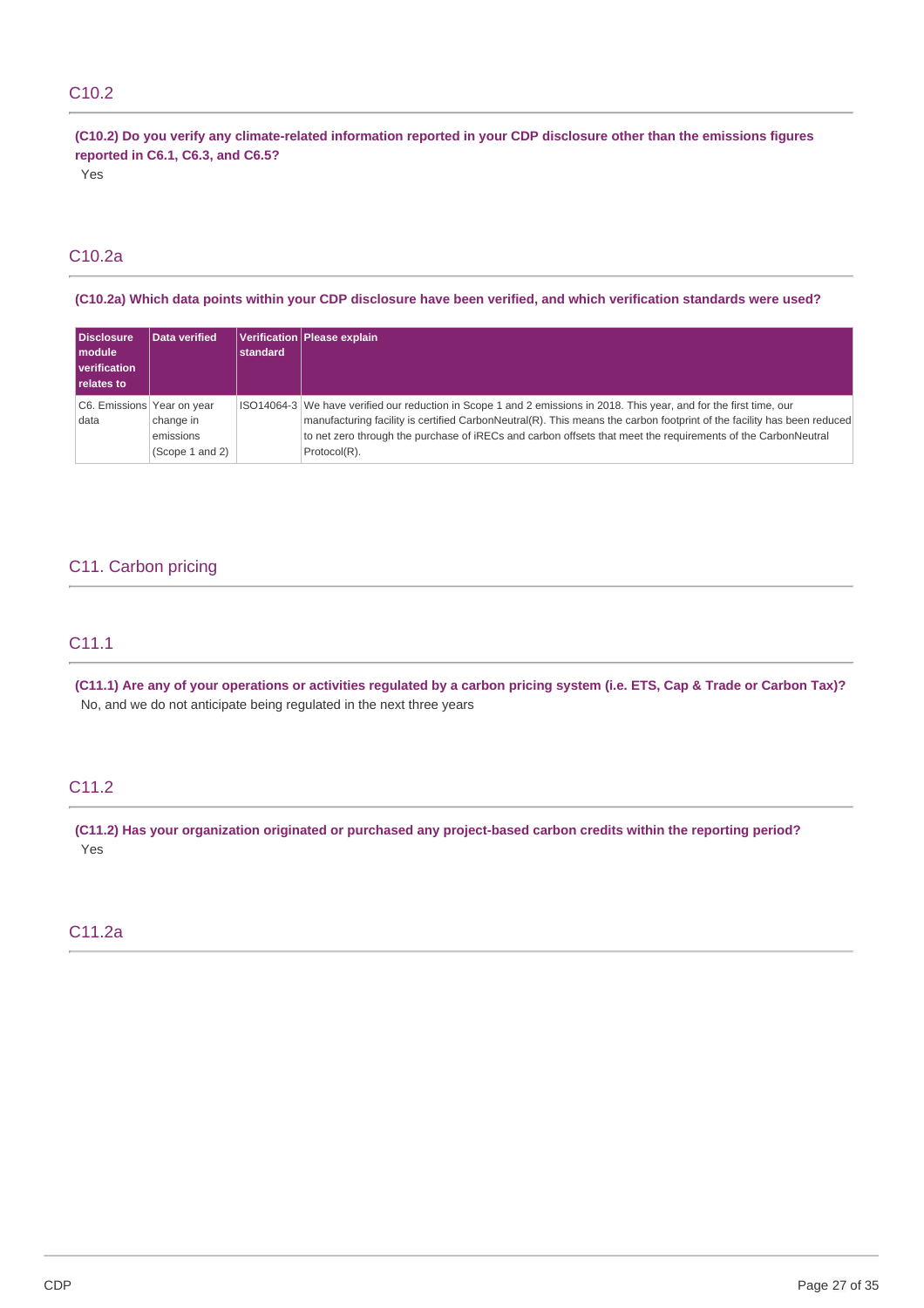## C10.2

**(C10.2) Do you verify any climate-related information reported in your CDP disclosure other than the emissions figures reported in C6.1, C6.3, and C6.5?**

Yes

## C10.2a

**(C10.2a) Which data points within your CDP disclosure have been verified, and which verification standards were used?**

| Disclosure module verification relates to | Data verified | Verification standard | Please explain |
|---|---|---|---|
| C6. Emissions data | Year on year change in emissions (Scope 1 and 2) | ISO14064-3 | We have verified our reduction in Scope 1 and 2 emissions in 2018. This year, and for the first time, our manufacturing facility is certified CarbonNeutral(R). This means the carbon footprint of the facility has been reduced to net zero through the purchase of iRECs and carbon offsets that meet the requirements of the CarbonNeutral Protocol(R). |

# C11. Carbon pricing

## C11.1

**(C11.1) Are any of your operations or activities regulated by a carbon pricing system (i.e. ETS, Cap & Trade or Carbon Tax)?**

No, and we do not anticipate being regulated in the next three years

## C11.2

**(C11.2) Has your organization originated or purchased any project-based carbon credits within the reporting period?**

Yes

## C11.2a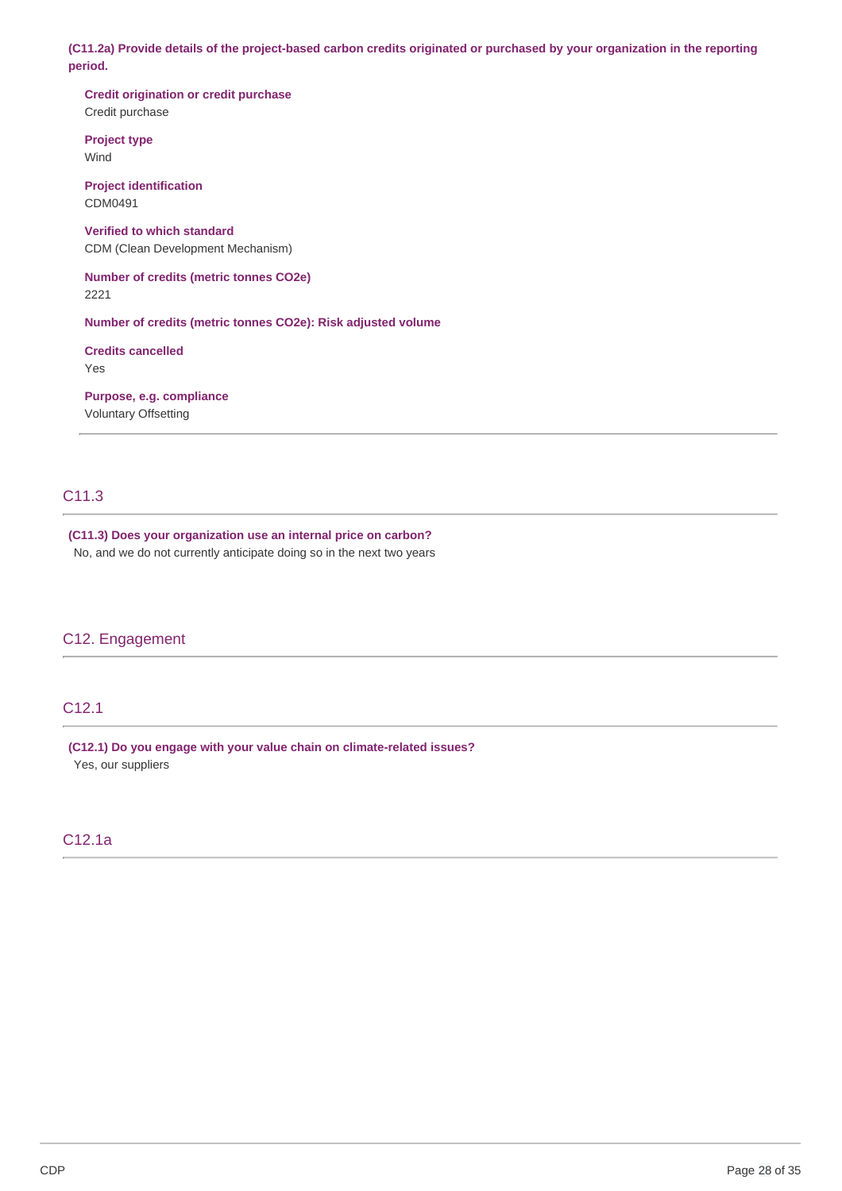**(C11.2a) Provide details of the project-based carbon credits originated or purchased by your organization in the reporting period.**

**Credit origination or credit purchase**
Credit purchase

**Project type**
Wind

**Project identification**
CDM0491

**Verified to which standard**
CDM (Clean Development Mechanism)

**Number of credits (metric tonnes CO2e)**
2221

**Number of credits (metric tonnes CO2e): Risk adjusted volume**

**Credits cancelled**
Yes

**Purpose, e.g. compliance**
Voluntary Offsetting

---

## C11.3

**(C11.3) Does your organization use an internal price on carbon?**
No, and we do not currently anticipate doing so in the next two years

# C12. Engagement

## C12.1

**(C12.1) Do you engage with your value chain on climate-related issues?**
Yes, our suppliers

## C12.1a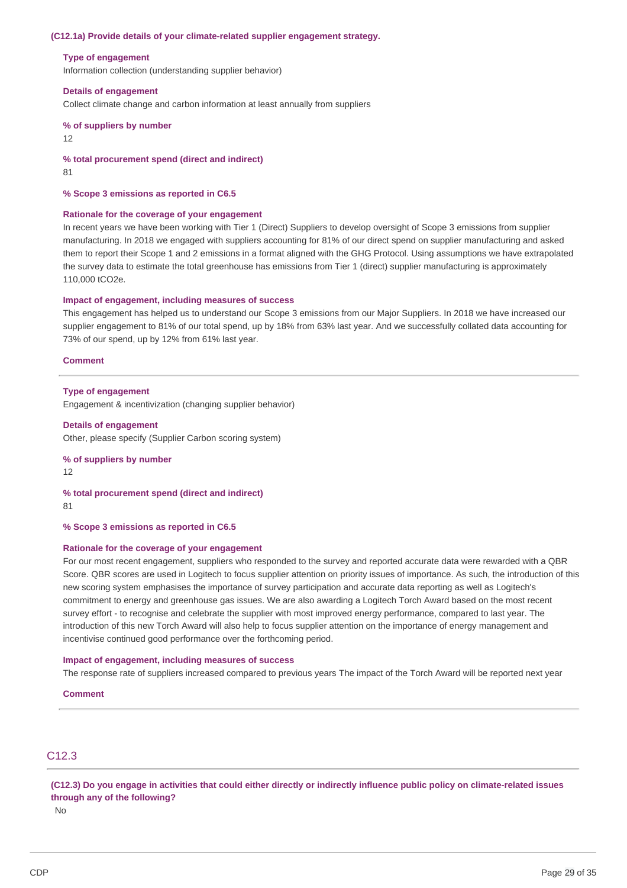**(C12.1a) Provide details of your climate-related supplier engagement strategy.**

**Type of engagement**
Information collection (understanding supplier behavior)

**Details of engagement**
Collect climate change and carbon information at least annually from suppliers

**% of suppliers by number**
12

**% total procurement spend (direct and indirect)**
81

**% Scope 3 emissions as reported in C6.5**

**Rationale for the coverage of your engagement**
In recent years we have been working with Tier 1 (Direct) Suppliers to develop oversight of Scope 3 emissions from supplier manufacturing. In 2018 we engaged with suppliers accounting for 81% of our direct spend on supplier manufacturing and asked them to report their Scope 1 and 2 emissions in a format aligned with the GHG Protocol. Using assumptions we have extrapolated the survey data to estimate the total greenhouse has emissions from Tier 1 (direct) supplier manufacturing is approximately 110,000 tCO2e.

**Impact of engagement, including measures of success**
This engagement has helped us to understand our Scope 3 emissions from our Major Suppliers. In 2018 we have increased our supplier engagement to 81% of our total spend, up by 18% from 63% last year. And we successfully collated data accounting for 73% of our spend, up by 12% from 61% last year.

**Comment**

---

**Type of engagement**
Engagement & incentivization (changing supplier behavior)

**Details of engagement**
Other, please specify (Supplier Carbon scoring system)

**% of suppliers by number**
12

**% total procurement spend (direct and indirect)**
81

**% Scope 3 emissions as reported in C6.5**

**Rationale for the coverage of your engagement**
For our most recent engagement, suppliers who responded to the survey and reported accurate data were rewarded with a QBR Score. QBR scores are used in Logitech to focus supplier attention on priority issues of importance. As such, the introduction of this new scoring system emphasises the importance of survey participation and accurate data reporting as well as Logitech's commitment to energy and greenhouse gas issues. We are also awarding a Logitech Torch Award based on the most recent survey effort - to recognise and celebrate the supplier with most improved energy performance, compared to last year. The introduction of this new Torch Award will also help to focus supplier attention on the importance of energy management and incentivise continued good performance over the forthcoming period.

**Impact of engagement, including measures of success**
The response rate of suppliers increased compared to previous years The impact of the Torch Award will be reported next year

**Comment**

---

## C12.3

**(C12.3) Do you engage in activities that could either directly or indirectly influence public policy on climate-related issues through any of the following?**
No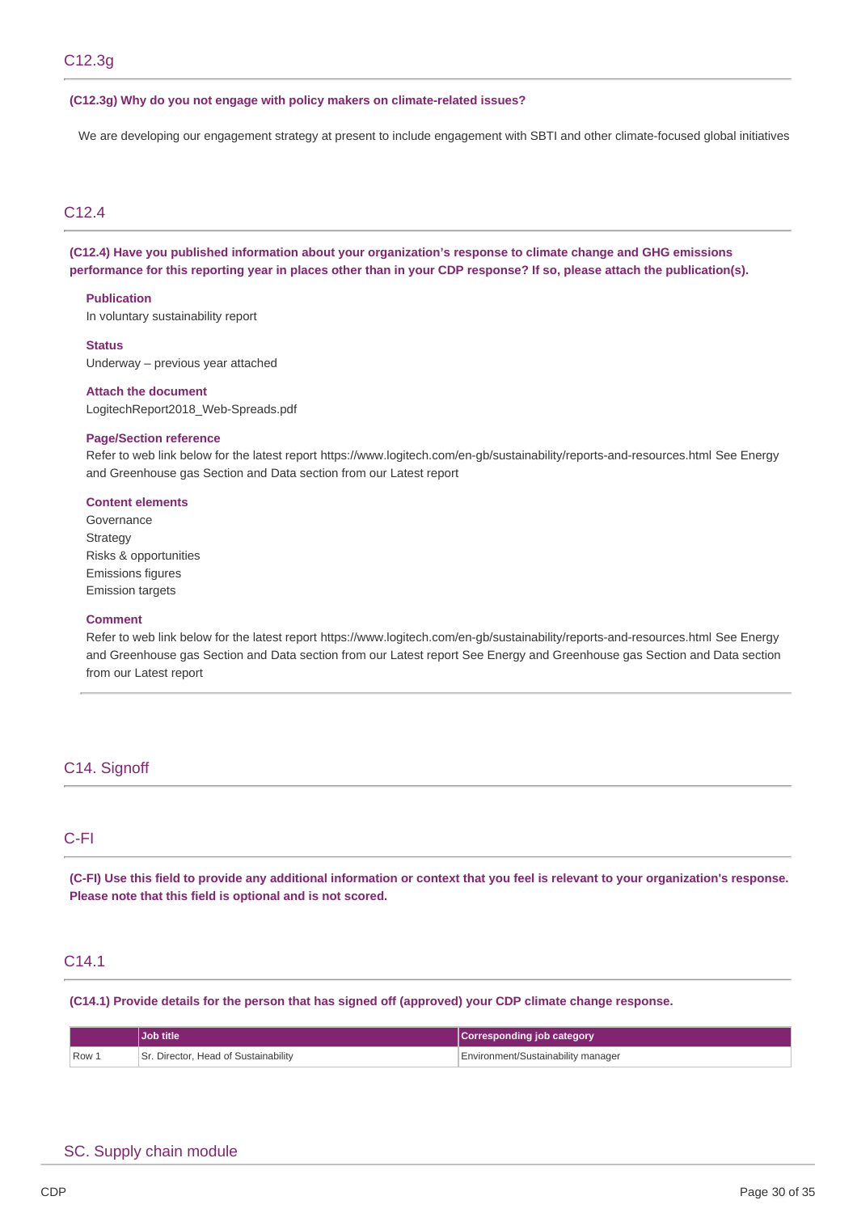## C12.3g

**(C12.3g) Why do you not engage with policy makers on climate-related issues?**

We are developing our engagement strategy at present to include engagement with SBTI and other climate-focused global initiatives

## C12.4

**(C12.4) Have you published information about your organization's response to climate change and GHG emissions performance for this reporting year in places other than in your CDP response? If so, please attach the publication(s).**

**Publication**
In voluntary sustainability report

**Status**
Underway – previous year attached

**Attach the document**
LogitechReport2018_Web-Spreads.pdf

**Page/Section reference**
Refer to web link below for the latest report https://www.logitech.com/en-gb/sustainability/reports-and-resources.html See Energy and Greenhouse gas Section and Data section from our Latest report

**Content elements**
Governance
Strategy
Risks & opportunities
Emissions figures
Emission targets

**Comment**
Refer to web link below for the latest report https://www.logitech.com/en-gb/sustainability/reports-and-resources.html See Energy and Greenhouse gas Section and Data section from our Latest report See Energy and Greenhouse gas Section and Data section from our Latest report

# C14. Signoff

## C-FI

**(C-FI) Use this field to provide any additional information or context that you feel is relevant to your organization's response. Please note that this field is optional and is not scored.**

## C14.1

**(C14.1) Provide details for the person that has signed off (approved) your CDP climate change response.**

| | Job title | Corresponding job category |
|---|---|---|
| Row 1 | Sr. Director, Head of Sustainability | Environment/Sustainability manager |

# SC. Supply chain module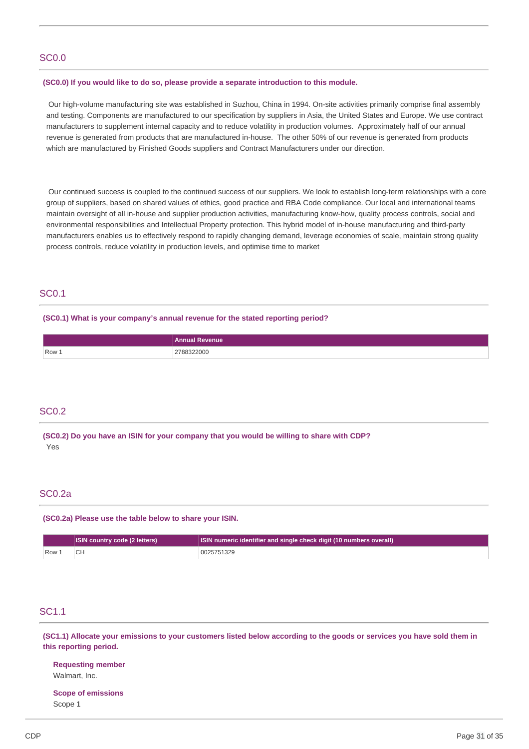## SC0.0

**(SC0.0) If you would like to do so, please provide a separate introduction to this module.**

Our high-volume manufacturing site was established in Suzhou, China in 1994. On-site activities primarily comprise final assembly and testing. Components are manufactured to our specification by suppliers in Asia, the United States and Europe. We use contract manufacturers to supplement internal capacity and to reduce volatility in production volumes. Approximately half of our annual revenue is generated from products that are manufactured in-house. The other 50% of our revenue is generated from products which are manufactured by Finished Goods suppliers and Contract Manufacturers under our direction.

Our continued success is coupled to the continued success of our suppliers. We look to establish long-term relationships with a core group of suppliers, based on shared values of ethics, good practice and RBA Code compliance. Our local and international teams maintain oversight of all in-house and supplier production activities, manufacturing know-how, quality process controls, social and environmental responsibilities and Intellectual Property protection. This hybrid model of in-house manufacturing and third-party manufacturers enables us to effectively respond to rapidly changing demand, leverage economies of scale, maintain strong quality process controls, reduce volatility in production levels, and optimise time to market

## SC0.1

**(SC0.1) What is your company's annual revenue for the stated reporting period?**

| | Annual Revenue |
|---|---|
| Row 1 | 2788322000 |

## SC0.2

**(SC0.2) Do you have an ISIN for your company that you would be willing to share with CDP?**

Yes

## SC0.2a

**(SC0.2a) Please use the table below to share your ISIN.**

| | ISIN country code (2 letters) | ISIN numeric identifier and single check digit (10 numbers overall) |
|---|---|---|
| Row 1 | CH | 0025751329 |

## SC1.1

**(SC1.1) Allocate your emissions to your customers listed below according to the goods or services you have sold them in this reporting period.**

**Requesting member**

Walmart, Inc.

**Scope of emissions**

Scope 1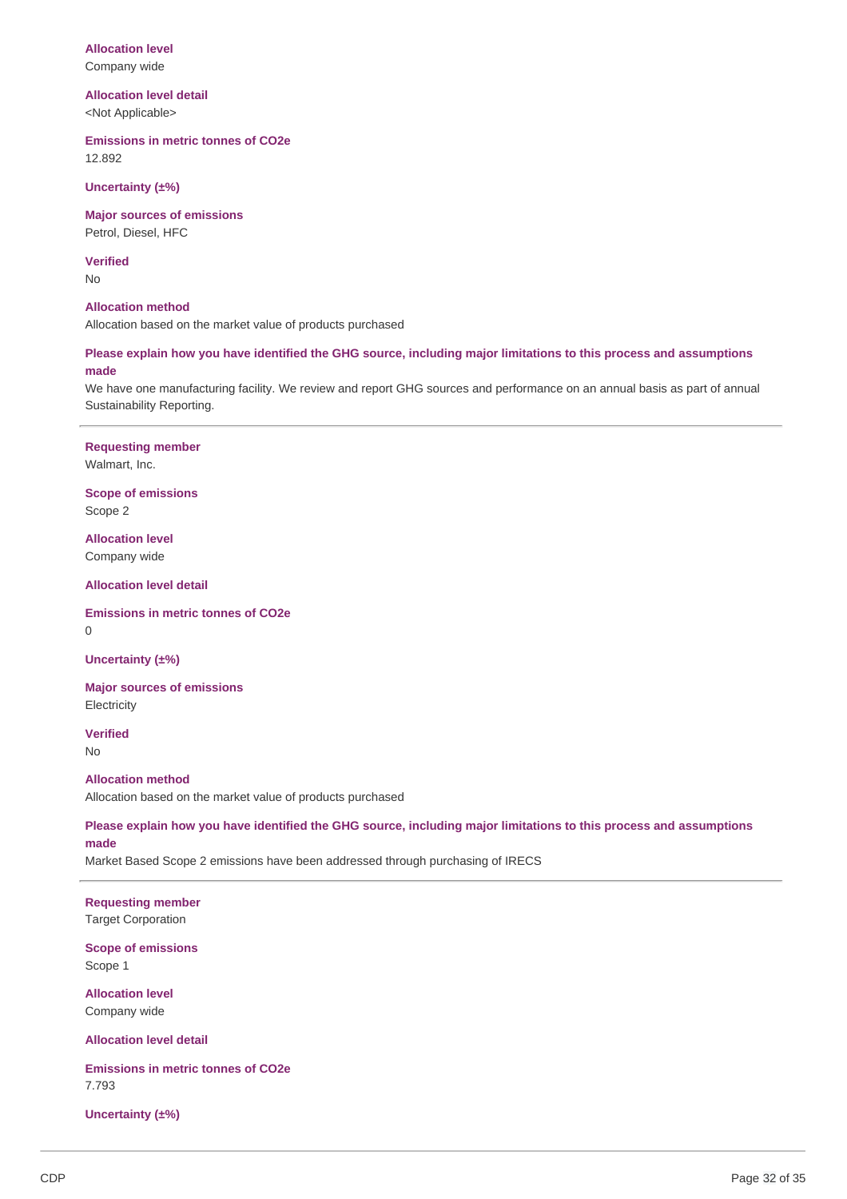**Allocation level**
Company wide

**Allocation level detail**
<Not Applicable>

**Emissions in metric tonnes of CO2e**
12.892

**Uncertainty (±%)**

**Major sources of emissions**
Petrol, Diesel, HFC

**Verified**
No

**Allocation method**
Allocation based on the market value of products purchased

**Please explain how you have identified the GHG source, including major limitations to this process and assumptions made**
We have one manufacturing facility. We review and report GHG sources and performance on an annual basis as part of annual Sustainability Reporting.

---

**Requesting member**
Walmart, Inc.

**Scope of emissions**
Scope 2

**Allocation level**
Company wide

**Allocation level detail**

**Emissions in metric tonnes of CO2e**
0

**Uncertainty (±%)**

**Major sources of emissions**
Electricity

**Verified**
No

**Allocation method**
Allocation based on the market value of products purchased

**Please explain how you have identified the GHG source, including major limitations to this process and assumptions made**
Market Based Scope 2 emissions have been addressed through purchasing of IRECS

---

**Requesting member**
Target Corporation

**Scope of emissions**
Scope 1

**Allocation level**
Company wide

**Allocation level detail**

**Emissions in metric tonnes of CO2e**
7.793

**Uncertainty (±%)**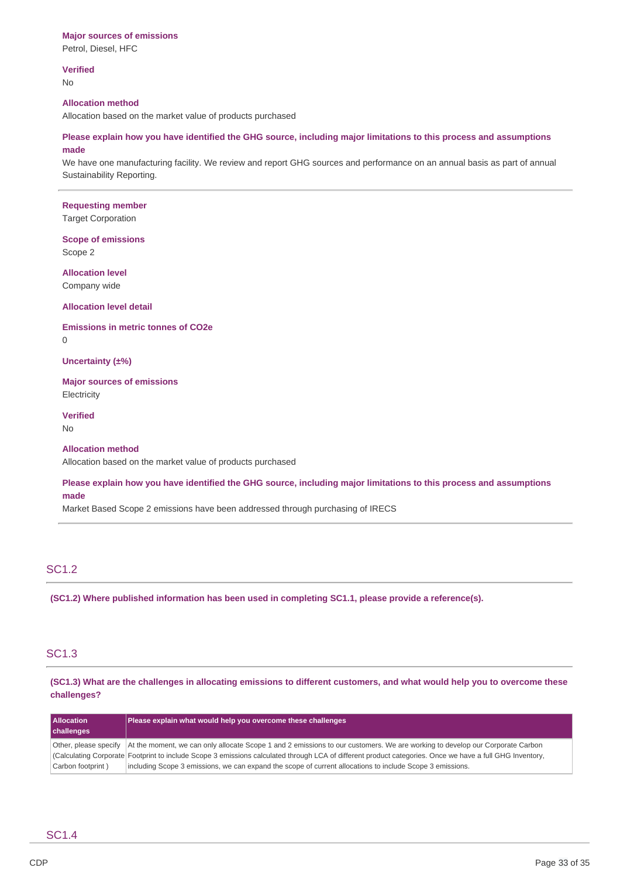**Major sources of emissions**
Petrol, Diesel, HFC

**Verified**
No

**Allocation method**
Allocation based on the market value of products purchased

**Please explain how you have identified the GHG source, including major limitations to this process and assumptions made**
We have one manufacturing facility. We review and report GHG sources and performance on an annual basis as part of annual Sustainability Reporting.

---

**Requesting member**
Target Corporation

**Scope of emissions**
Scope 2

**Allocation level**
Company wide

**Allocation level detail**

**Emissions in metric tonnes of CO2e**
0

**Uncertainty (±%)**

**Major sources of emissions**
Electricity

**Verified**
No

**Allocation method**
Allocation based on the market value of products purchased

**Please explain how you have identified the GHG source, including major limitations to this process and assumptions made**
Market Based Scope 2 emissions have been addressed through purchasing of IRECS

---

## SC1.2

**(SC1.2) Where published information has been used in completing SC1.1, please provide a reference(s).**

## SC1.3

**(SC1.3) What are the challenges in allocating emissions to different customers, and what would help you to overcome these challenges?**

| Allocation challenges | Please explain what would help you overcome these challenges |
|---|---|
| Other, please specify (Calculating Corporate Carbon footprint ) | At the moment, we can only allocate Scope 1 and 2 emissions to our customers. We are working to develop our Corporate Carbon Footprint to include Scope 3 emissions calculated through LCA of different product categories. Once we have a full GHG Inventory, including Scope 3 emissions, we can expand the scope of current allocations to include Scope 3 emissions. |

## SC1.4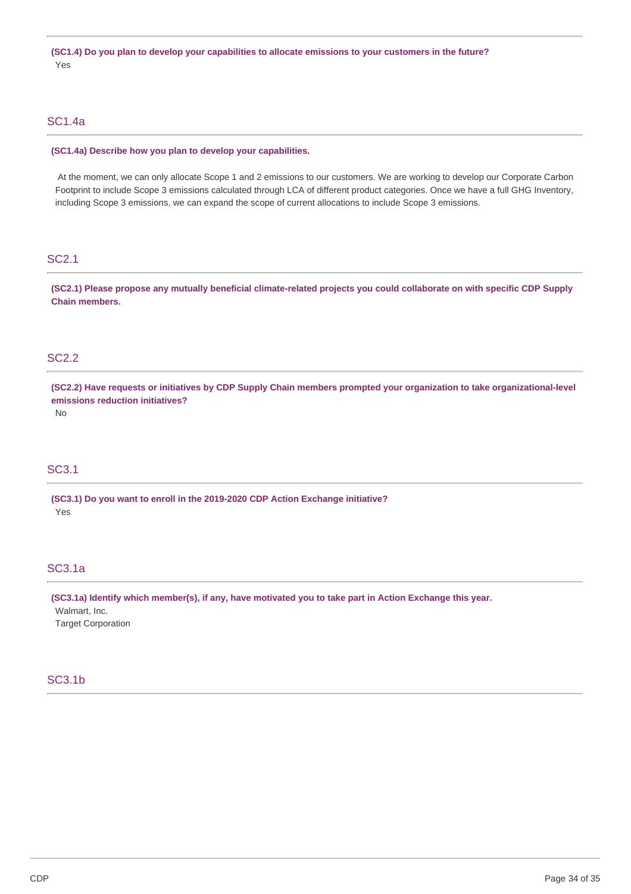**(SC1.4) Do you plan to develop your capabilities to allocate emissions to your customers in the future?**

Yes

## SC1.4a

**(SC1.4a) Describe how you plan to develop your capabilities.**

At the moment, we can only allocate Scope 1 and 2 emissions to our customers. We are working to develop our Corporate Carbon Footprint to include Scope 3 emissions calculated through LCA of different product categories. Once we have a full GHG Inventory, including Scope 3 emissions, we can expand the scope of current allocations to include Scope 3 emissions.

## SC2.1

**(SC2.1) Please propose any mutually beneficial climate-related projects you could collaborate on with specific CDP Supply Chain members.**

## SC2.2

**(SC2.2) Have requests or initiatives by CDP Supply Chain members prompted your organization to take organizational-level emissions reduction initiatives?**

No

## SC3.1

**(SC3.1) Do you want to enroll in the 2019-2020 CDP Action Exchange initiative?**

Yes

## SC3.1a

**(SC3.1a) Identify which member(s), if any, have motivated you to take part in Action Exchange this year.**

Walmart, Inc.

Target Corporation

## SC3.1b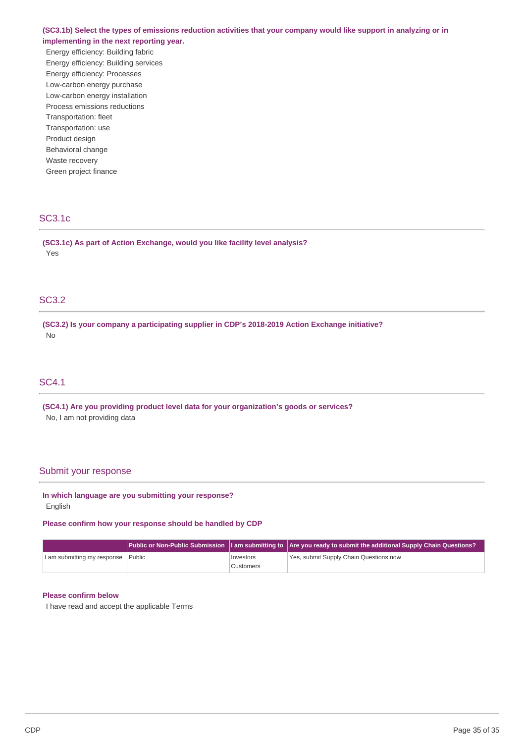**(SC3.1b) Select the types of emissions reduction activities that your company would like support in analyzing or in implementing in the next reporting year.**

Energy efficiency: Building fabric
Energy efficiency: Building services
Energy efficiency: Processes
Low-carbon energy purchase
Low-carbon energy installation
Process emissions reductions
Transportation: fleet
Transportation: use
Product design
Behavioral change
Waste recovery
Green project finance

## SC3.1c

**(SC3.1c) As part of Action Exchange, would you like facility level analysis?**

Yes

## SC3.2

**(SC3.2) Is your company a participating supplier in CDP's 2018-2019 Action Exchange initiative?**

No

## SC4.1

**(SC4.1) Are you providing product level data for your organization's goods or services?**

No, I am not providing data

## Submit your response

**In which language are you submitting your response?**

English

**Please confirm how your response should be handled by CDP**

| | Public or Non-Public Submission | I am submitting to | Are you ready to submit the additional Supply Chain Questions? |
|---|---|---|---|
| I am submitting my response | Public | Investors<br>Customers | Yes, submit Supply Chain Questions now |

**Please confirm below**

I have read and accept the applicable Terms